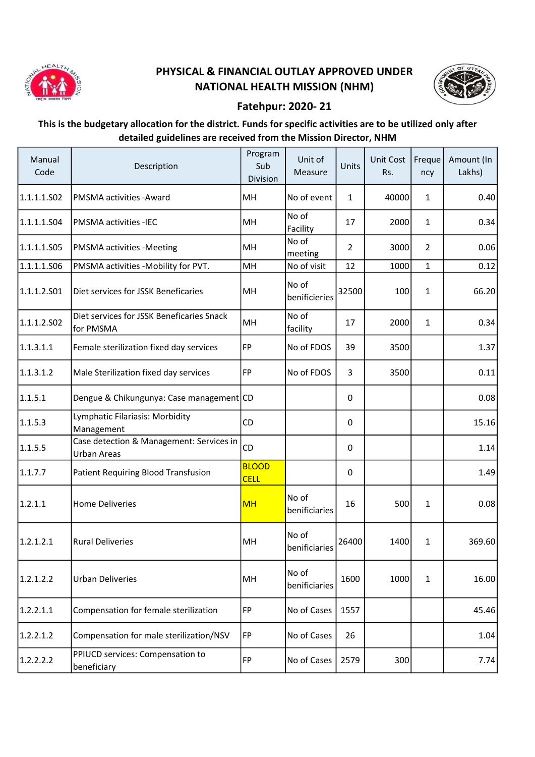# PHYSICAL & FINANCIAL OUTLAY APPROVED UNDER NATIONAL HEALTH MISSION (NHM)

## Fatehpur: 2020- 21

**This is the budgetary allocation for the district. Funds for specific activities are to be utilized only after detailed guidelines are received from the Mission Director, NHM**

| Manual Code | Description | Program Sub Division | Unit of Measure | Units | Unit Cost Rs. | Frequency | Amount (In Lakhs) |
|---|---|---|---|---|---|---|---|
| 1.1.1.1.S02 | PMSMA activities -Award | MH | No of event | 1 | 40000 | 1 | 0.40 |
| 1.1.1.1.S04 | PMSMA activities -IEC | MH | No of Facility | 17 | 2000 | 1 | 0.34 |
| 1.1.1.1.S05 | PMSMA activities -Meeting | MH | No of meeting | 2 | 3000 | 2 | 0.06 |
| 1.1.1.1.S06 | PMSMA activities -Mobility for PVT. | MH | No of visit | 12 | 1000 | 1 | 0.12 |
| 1.1.1.2.S01 | Diet services for JSSK Beneficaries | MH | No of benificieries | 32500 | 100 | 1 | 66.20 |
| 1.1.1.2.S02 | Diet services for JSSK Beneficaries Snack for PMSMA | MH | No of facility | 17 | 2000 | 1 | 0.34 |
| 1.1.3.1.1 | Female sterilization fixed day services | FP | No of FDOS | 39 | 3500 | | 1.37 |
| 1.1.3.1.2 | Male Sterilization fixed day services | FP | No of FDOS | 3 | 3500 | | 0.11 |
| 1.1.5.1 | Dengue & Chikungunya: Case management | CD | | 0 | | | 0.08 |
| 1.1.5.3 | Lymphatic Filariasis: Morbidity Management | CD | | 0 | | | 15.16 |
| 1.1.5.5 | Case detection & Management: Services in Urban Areas | CD | | 0 | | | 1.14 |
| 1.1.7.7 | Patient Requiring Blood Transfusion | BLOOD CELL | | 0 | | | 1.49 |
| 1.2.1.1 | Home Deliveries | MH | No of benificiaries | 16 | 500 | 1 | 0.08 |
| 1.2.1.2.1 | Rural Deliveries | MH | No of benificiaries | 26400 | 1400 | 1 | 369.60 |
| 1.2.1.2.2 | Urban Deliveries | MH | No of benificiaries | 1600 | 1000 | 1 | 16.00 |
| 1.2.2.1.1 | Compensation for female sterilization | FP | No of Cases | 1557 | | | 45.46 |
| 1.2.2.1.2 | Compensation for male sterilization/NSV | FP | No of Cases | 26 | | | 1.04 |
| 1.2.2.2.2 | PPIUCD services: Compensation to beneficiary | FP | No of Cases | 2579 | 300 | | 7.74 |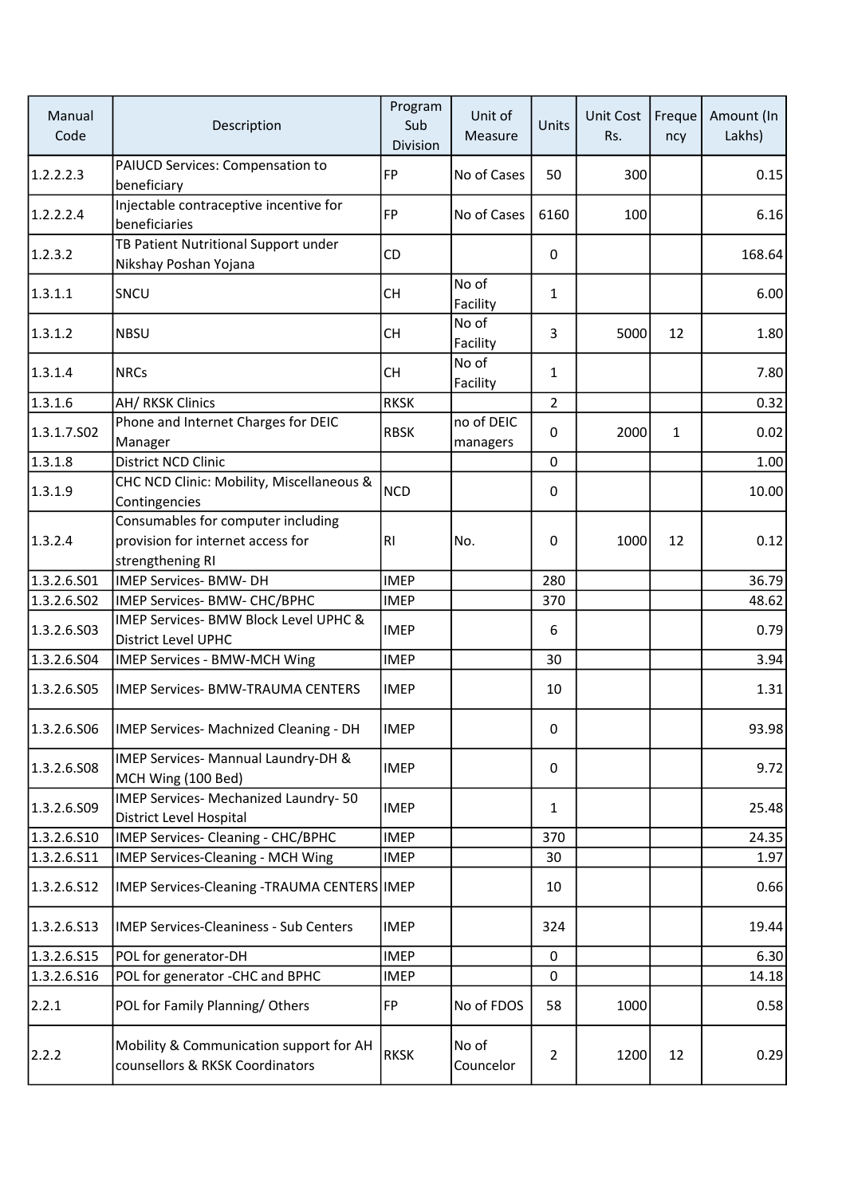| Manual Code | Description | Program Sub Division | Unit of Measure | Units | Unit Cost Rs. | Frequency | Amount (In Lakhs) |
| --- | --- | --- | --- | --- | --- | --- | --- |
| 1.2.2.2.3 | PAIUCD Services: Compensation to beneficiary | FP | No of Cases | 50 | 300 | | 0.15 |
| 1.2.2.2.4 | Injectable contraceptive incentive for beneficiaries | FP | No of Cases | 6160 | 100 | | 6.16 |
| 1.2.3.2 | TB Patient Nutritional Support under Nikshay Poshan Yojana | CD | | 0 | | | 168.64 |
| 1.3.1.1 | SNCU | CH | No of Facility | 1 | | | 6.00 |
| 1.3.1.2 | NBSU | CH | No of Facility | 3 | 5000 | 12 | 1.80 |
| 1.3.1.4 | NRCs | CH | No of Facility | 1 | | | 7.80 |
| 1.3.1.6 | AH/ RKSK Clinics | RKSK | | 2 | | | 0.32 |
| 1.3.1.7.S02 | Phone and Internet Charges for DEIC Manager | RBSK | no of DEIC managers | 0 | 2000 | 1 | 0.02 |
| 1.3.1.8 | District NCD Clinic | | | 0 | | | 1.00 |
| 1.3.1.9 | CHC NCD Clinic: Mobility, Miscellaneous & Contingencies | NCD | | 0 | | | 10.00 |
| 1.3.2.4 | Consumables for computer including provision for internet access for strengthening RI | RI | No. | 0 | 1000 | 12 | 0.12 |
| 1.3.2.6.S01 | IMEP Services- BMW- DH | IMEP | | 280 | | | 36.79 |
| 1.3.2.6.S02 | IMEP Services- BMW- CHC/BPHC | IMEP | | 370 | | | 48.62 |
| 1.3.2.6.S03 | IMEP Services- BMW Block Level UPHC & District Level UPHC | IMEP | | 6 | | | 0.79 |
| 1.3.2.6.S04 | IMEP Services - BMW-MCH Wing | IMEP | | 30 | | | 3.94 |
| 1.3.2.6.S05 | IMEP Services- BMW-TRAUMA CENTERS | IMEP | | 10 | | | 1.31 |
| 1.3.2.6.S06 | IMEP Services- Machnized Cleaning - DH | IMEP | | 0 | | | 93.98 |
| 1.3.2.6.S08 | IMEP Services- Mannual Laundry-DH & MCH Wing (100 Bed) | IMEP | | 0 | | | 9.72 |
| 1.3.2.6.S09 | IMEP Services- Mechanized Laundry- 50 District Level Hospital | IMEP | | 1 | | | 25.48 |
| 1.3.2.6.S10 | IMEP Services- Cleaning - CHC/BPHC | IMEP | | 370 | | | 24.35 |
| 1.3.2.6.S11 | IMEP Services-Cleaning - MCH Wing | IMEP | | 30 | | | 1.97 |
| 1.3.2.6.S12 | IMEP Services-Cleaning -TRAUMA CENTERS | IMEP | | 10 | | | 0.66 |
| 1.3.2.6.S13 | IMEP Services-Cleaniness - Sub Centers | IMEP | | 324 | | | 19.44 |
| 1.3.2.6.S15 | POL for generator-DH | IMEP | | 0 | | | 6.30 |
| 1.3.2.6.S16 | POL for generator -CHC and BPHC | IMEP | | 0 | | | 14.18 |
| 2.2.1 | POL for Family Planning/ Others | FP | No of FDOS | 58 | 1000 | | 0.58 |
| 2.2.2 | Mobility & Communication support for AH counsellors & RKSK Coordinators | RKSK | No of Councelor | 2 | 1200 | 12 | 0.29 |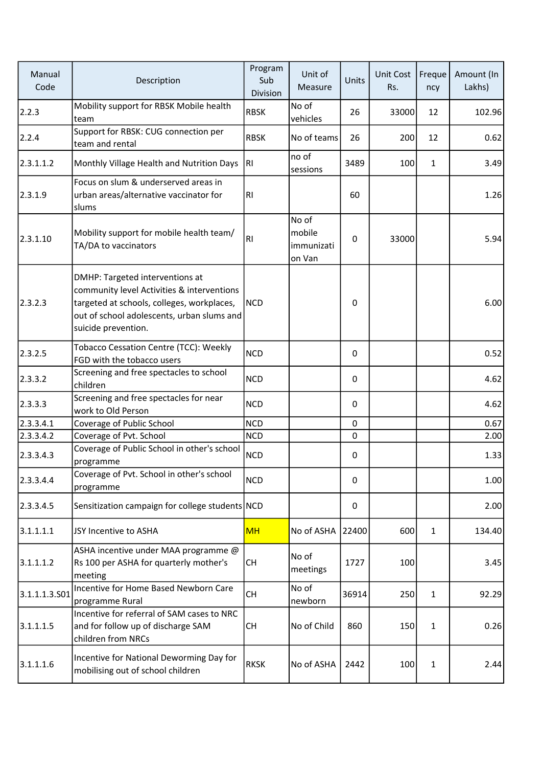| Manual Code | Description | Program Sub Division | Unit of Measure | Units | Unit Cost Rs. | Frequency | Amount (In Lakhs) |
|---|---|---|---|---|---|---|---|
| 2.2.3 | Mobility support for RBSK Mobile health team | RBSK | No of vehicles | 26 | 33000 | 12 | 102.96 |
| 2.2.4 | Support for RBSK: CUG connection per team and rental | RBSK | No of teams | 26 | 200 | 12 | 0.62 |
| 2.3.1.1.2 | Monthly Village Health and Nutrition Days | RI | no of sessions | 3489 | 100 | 1 | 3.49 |
| 2.3.1.9 | Focus on slum & underserved areas in urban areas/alternative vaccinator for slums | RI | | 60 | | | 1.26 |
| 2.3.1.10 | Mobility support for mobile health team/ TA/DA to vaccinators | RI | No of mobile immunization Van | 0 | 33000 | | 5.94 |
| 2.3.2.3 | DMHP: Targeted interventions at community level Activities & interventions targeted at schools, colleges, workplaces, out of school adolescents, urban slums and suicide prevention. | NCD | | 0 | | | 6.00 |
| 2.3.2.5 | Tobacco Cessation Centre (TCC): Weekly FGD with the tobacco users | NCD | | 0 | | | 0.52 |
| 2.3.3.2 | Screening and free spectacles to school children | NCD | | 0 | | | 4.62 |
| 2.3.3.3 | Screening and free spectacles for near work to Old Person | NCD | | 0 | | | 4.62 |
| 2.3.3.4.1 | Coverage of Public School | NCD | | 0 | | | 0.67 |
| 2.3.3.4.2 | Coverage of Pvt. School | NCD | | 0 | | | 2.00 |
| 2.3.3.4.3 | Coverage of Public School in other's school programme | NCD | | 0 | | | 1.33 |
| 2.3.3.4.4 | Coverage of Pvt. School in other's school programme | NCD | | 0 | | | 1.00 |
| 2.3.3.4.5 | Sensitization campaign for college students | NCD | | 0 | | | 2.00 |
| 3.1.1.1.1 | JSY Incentive to ASHA | MH | No of ASHA | 22400 | 600 | 1 | 134.40 |
| 3.1.1.1.2 | ASHA incentive under MAA programme @ Rs 100 per ASHA for quarterly mother's meeting | CH | No of meetings | 1727 | 100 | | 3.45 |
| 3.1.1.1.3.S01 | Incentive for Home Based Newborn Care programme Rural | CH | No of newborn | 36914 | 250 | 1 | 92.29 |
| 3.1.1.1.5 | Incentive for referral of SAM cases to NRC and for follow up of discharge SAM children from NRCs | CH | No of Child | 860 | 150 | 1 | 0.26 |
| 3.1.1.1.6 | Incentive for National Deworming Day for mobilising out of school children | RKSK | No of ASHA | 2442 | 100 | 1 | 2.44 |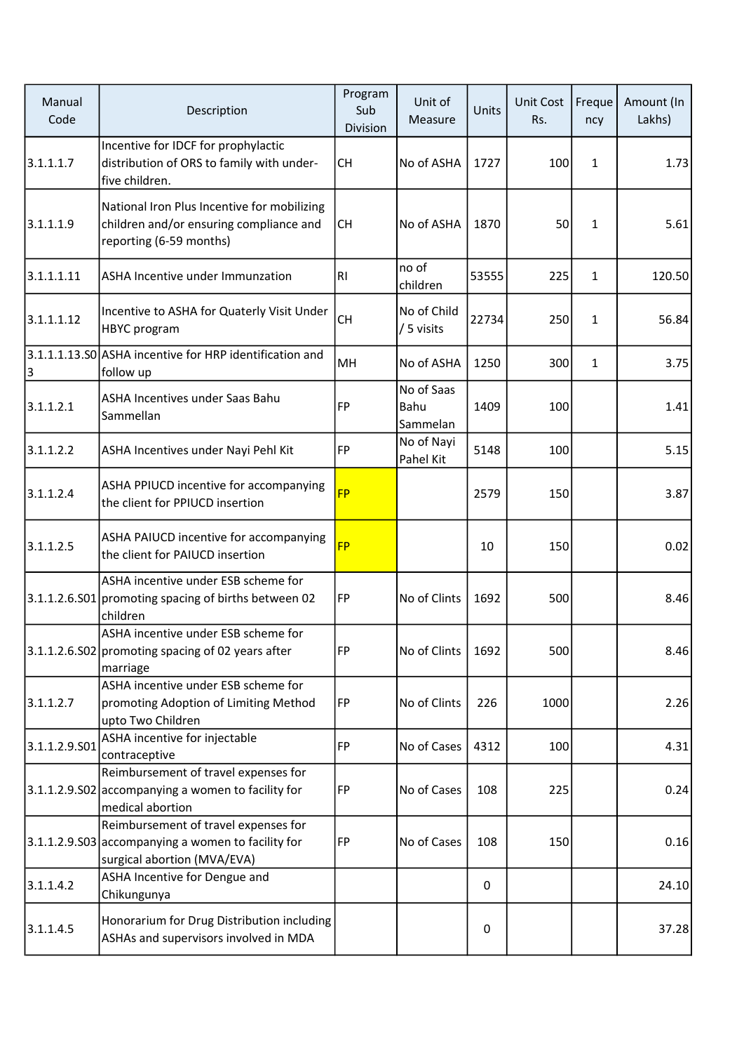| Manual Code | Description | Program Sub Division | Unit of Measure | Units | Unit Cost Rs. | Frequency | Amount (In Lakhs) |
|---|---|---|---|---|---|---|---|
| 3.1.1.1.7 | Incentive for IDCF for prophylactic distribution of ORS to family with under-five children. | CH | No of ASHA | 1727 | 100 | 1 | 1.73 |
| 3.1.1.1.9 | National Iron Plus Incentive for mobilizing children and/or ensuring compliance and reporting (6-59 months) | CH | No of ASHA | 1870 | 50 | 1 | 5.61 |
| 3.1.1.1.11 | ASHA Incentive under Immunzation | RI | no of children | 53555 | 225 | 1 | 120.50 |
| 3.1.1.1.12 | Incentive to ASHA for Quaterly Visit Under HBYC program | CH | No of Child / 5 visits | 22734 | 250 | 1 | 56.84 |
| 3.1.1.1.13.S03 | ASHA incentive for HRP identification and follow up | MH | No of ASHA | 1250 | 300 | 1 | 3.75 |
| 3.1.1.2.1 | ASHA Incentives under Saas Bahu Sammellan | FP | No of Saas Bahu Sammelan | 1409 | 100 | | 1.41 |
| 3.1.1.2.2 | ASHA Incentives under Nayi Pehl Kit | FP | No of Nayi Pahel Kit | 5148 | 100 | | 5.15 |
| 3.1.1.2.4 | ASHA PPIUCD incentive for accompanying the client for PPIUCD insertion | FP | | 2579 | 150 | | 3.87 |
| 3.1.1.2.5 | ASHA PAIUCD incentive for accompanying the client for PAIUCD insertion | FP | | 10 | 150 | | 0.02 |
| 3.1.1.2.6.S01 | ASHA incentive under ESB scheme for promoting spacing of births between 02 children | FP | No of Clints | 1692 | 500 | | 8.46 |
| 3.1.1.2.6.S02 | ASHA incentive under ESB scheme for promoting spacing of 02 years after marriage | FP | No of Clints | 1692 | 500 | | 8.46 |
| 3.1.1.2.7 | ASHA incentive under ESB scheme for promoting Adoption of Limiting Method upto Two Children | FP | No of Clints | 226 | 1000 | | 2.26 |
| 3.1.1.2.9.S01 | ASHA incentive for injectable contraceptive | FP | No of Cases | 4312 | 100 | | 4.31 |
| 3.1.1.2.9.S02 | Reimbursement of travel expenses for accompanying a women to facility for medical abortion | FP | No of Cases | 108 | 225 | | 0.24 |
| 3.1.1.2.9.S03 | Reimbursement of travel expenses for accompanying a women to facility for surgical abortion (MVA/EVA) | FP | No of Cases | 108 | 150 | | 0.16 |
| 3.1.1.4.2 | ASHA Incentive for Dengue and Chikungunya | | | 0 | | | 24.10 |
| 3.1.1.4.5 | Honorarium for Drug Distribution including ASHAs and supervisors involved in MDA | | | 0 | | | 37.28 |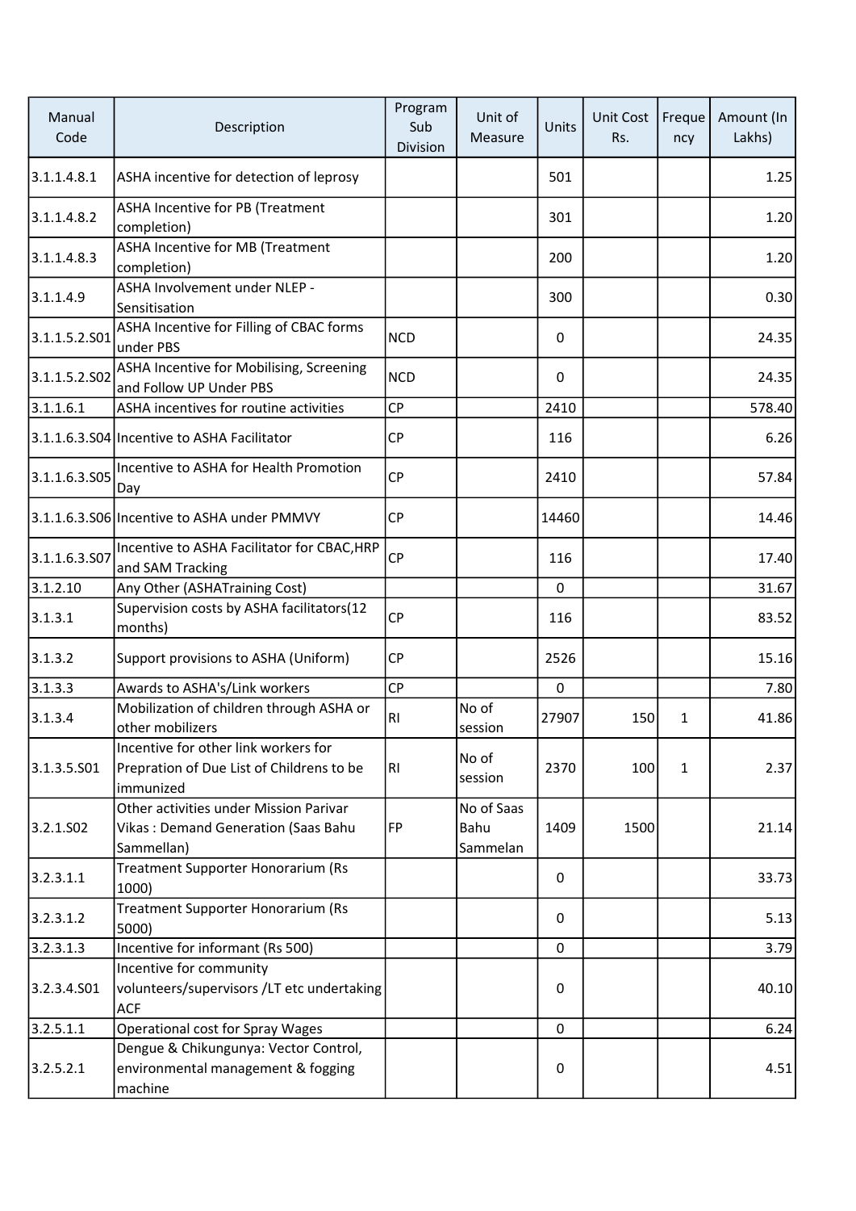| Manual Code | Description | Program Sub Division | Unit of Measure | Units | Unit Cost Rs. | Frequency | Amount (In Lakhs) |
|---|---|---|---|---|---|---|---|
| 3.1.1.4.8.1 | ASHA incentive for detection of leprosy | | | 501 | | | 1.25 |
| 3.1.1.4.8.2 | ASHA Incentive for PB (Treatment completion) | | | 301 | | | 1.20 |
| 3.1.1.4.8.3 | ASHA Incentive for MB (Treatment completion) | | | 200 | | | 1.20 |
| 3.1.1.4.9 | ASHA Involvement under NLEP - Sensitisation | | | 300 | | | 0.30 |
| 3.1.1.5.2.S01 | ASHA Incentive for Filling of CBAC forms under PBS | NCD | | 0 | | | 24.35 |
| 3.1.1.5.2.S02 | ASHA Incentive for Mobilising, Screening and Follow UP Under PBS | NCD | | 0 | | | 24.35 |
| 3.1.1.6.1 | ASHA incentives for routine activities | CP | | 2410 | | | 578.40 |
| 3.1.1.6.3.S04 | Incentive to ASHA Facilitator | CP | | 116 | | | 6.26 |
| 3.1.1.6.3.S05 | Incentive to ASHA for Health Promotion Day | CP | | 2410 | | | 57.84 |
| 3.1.1.6.3.S06 | Incentive to ASHA under PMMVY | CP | | 14460 | | | 14.46 |
| 3.1.1.6.3.S07 | Incentive to ASHA Facilitator for CBAC,HRP and SAM Tracking | CP | | 116 | | | 17.40 |
| 3.1.2.10 | Any Other (ASHATraining Cost) | | | 0 | | | 31.67 |
| 3.1.3.1 | Supervision costs by ASHA facilitators(12 months) | CP | | 116 | | | 83.52 |
| 3.1.3.2 | Support provisions to ASHA (Uniform) | CP | | 2526 | | | 15.16 |
| 3.1.3.3 | Awards to ASHA's/Link workers | CP | | 0 | | | 7.80 |
| 3.1.3.4 | Mobilization of children through ASHA or other mobilizers | RI | No of session | 27907 | 150 | 1 | 41.86 |
| 3.1.3.5.S01 | Incentive for other link workers for Prepration of Due List of Childrens to be immunized | RI | No of session | 2370 | 100 | 1 | 2.37 |
| 3.2.1.S02 | Other activities under Mission Parivar Vikas : Demand Generation (Saas Bahu Sammellan) | FP | No of Saas Bahu Sammelan | 1409 | 1500 | | 21.14 |
| 3.2.3.1.1 | Treatment Supporter Honorarium (Rs 1000) | | | 0 | | | 33.73 |
| 3.2.3.1.2 | Treatment Supporter Honorarium (Rs 5000) | | | 0 | | | 5.13 |
| 3.2.3.1.3 | Incentive for informant (Rs 500) | | | 0 | | | 3.79 |
| 3.2.3.4.S01 | Incentive for community volunteers/supervisors /LT etc undertaking ACF | | | 0 | | | 40.10 |
| 3.2.5.1.1 | Operational cost for Spray Wages | | | 0 | | | 6.24 |
| 3.2.5.2.1 | Dengue & Chikungunya: Vector Control, environmental management & fogging machine | | | 0 | | | 4.51 |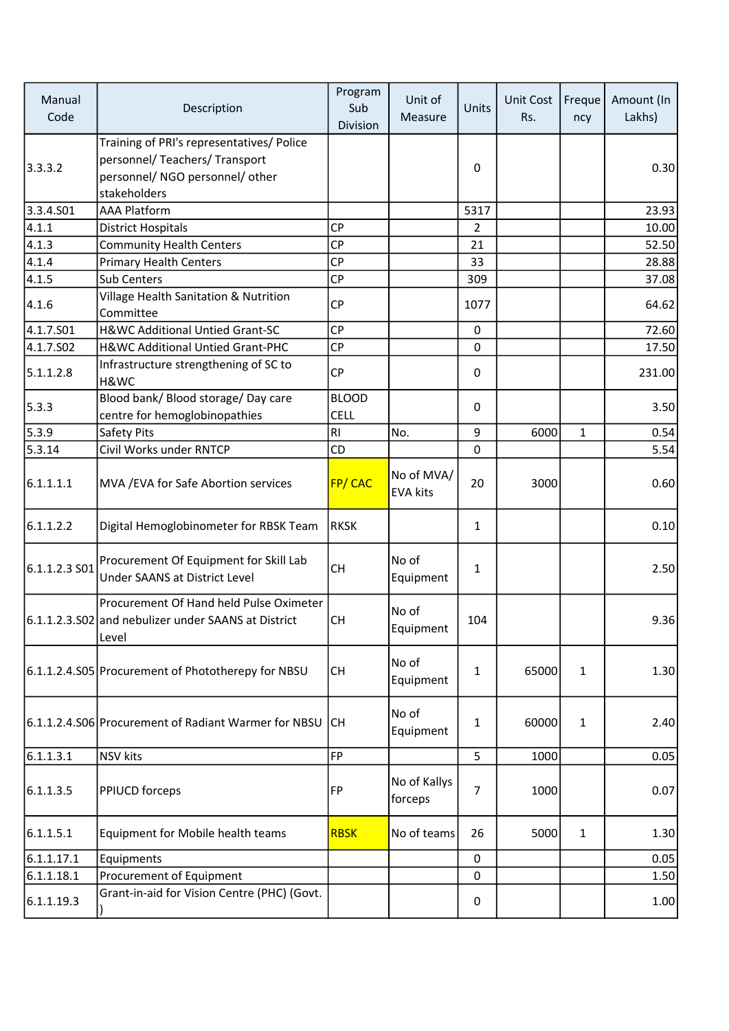| Manual Code | Description | Program Sub Division | Unit of Measure | Units | Unit Cost Rs. | Frequency | Amount (In Lakhs) |
|---|---|---|---|---|---|---|---|
| 3.3.3.2 | Training of PRI's representatives/ Police personnel/ Teachers/ Transport personnel/ NGO personnel/ other stakeholders | | | 0 | | | 0.30 |
| 3.3.4.S01 | AAA Platform | | | 5317 | | | 23.93 |
| 4.1.1 | District Hospitals | CP | | 2 | | | 10.00 |
| 4.1.3 | Community Health Centers | CP | | 21 | | | 52.50 |
| 4.1.4 | Primary Health Centers | CP | | 33 | | | 28.88 |
| 4.1.5 | Sub Centers | CP | | 309 | | | 37.08 |
| 4.1.6 | Village Health Sanitation & Nutrition Committee | CP | | 1077 | | | 64.62 |
| 4.1.7.S01 | H&WC Additional Untied Grant-SC | CP | | 0 | | | 72.60 |
| 4.1.7.S02 | H&WC Additional Untied Grant-PHC | CP | | 0 | | | 17.50 |
| 5.1.1.2.8 | Infrastructure strengthening of SC to H&WC | CP | | 0 | | | 231.00 |
| 5.3.3 | Blood bank/ Blood storage/ Day care centre for hemoglobinopathies | BLOOD CELL | | 0 | | | 3.50 |
| 5.3.9 | Safety Pits | RI | No. | 9 | 6000 | 1 | 0.54 |
| 5.3.14 | Civil Works under RNTCP | CD | | 0 | | | 5.54 |
| 6.1.1.1.1 | MVA /EVA for Safe Abortion services | FP/ CAC | No of MVA/ EVA kits | 20 | 3000 | | 0.60 |
| 6.1.1.2.2 | Digital Hemoglobinometer for RBSK Team | RKSK | | 1 | | | 0.10 |
| 6.1.1.2.3 S01 | Procurement Of Equipment for Skill Lab Under SAANS at District Level | CH | No of Equipment | 1 | | | 2.50 |
| 6.1.1.2.3.S02 | Procurement Of Hand held Pulse Oximeter and nebulizer under SAANS at District Level | CH | No of Equipment | 104 | | | 9.36 |
| 6.1.1.2.4.S05 | Procurement of Phototherepy for NBSU | CH | No of Equipment | 1 | 65000 | 1 | 1.30 |
| 6.1.1.2.4.S06 | Procurement of Radiant Warmer for NBSU | CH | No of Equipment | 1 | 60000 | 1 | 2.40 |
| 6.1.1.3.1 | NSV kits | FP | | 5 | 1000 | | 0.05 |
| 6.1.1.3.5 | PPIUCD forceps | FP | No of Kallys forceps | 7 | 1000 | | 0.07 |
| 6.1.1.5.1 | Equipment for Mobile health teams | RBSK | No of teams | 26 | 5000 | 1 | 1.30 |
| 6.1.1.17.1 | Equipments | | | 0 | | | 0.05 |
| 6.1.1.18.1 | Procurement of Equipment | | | 0 | | | 1.50 |
| 6.1.1.19.3 | Grant-in-aid for Vision Centre (PHC) (Govt. ) | | | 0 | | | 1.00 |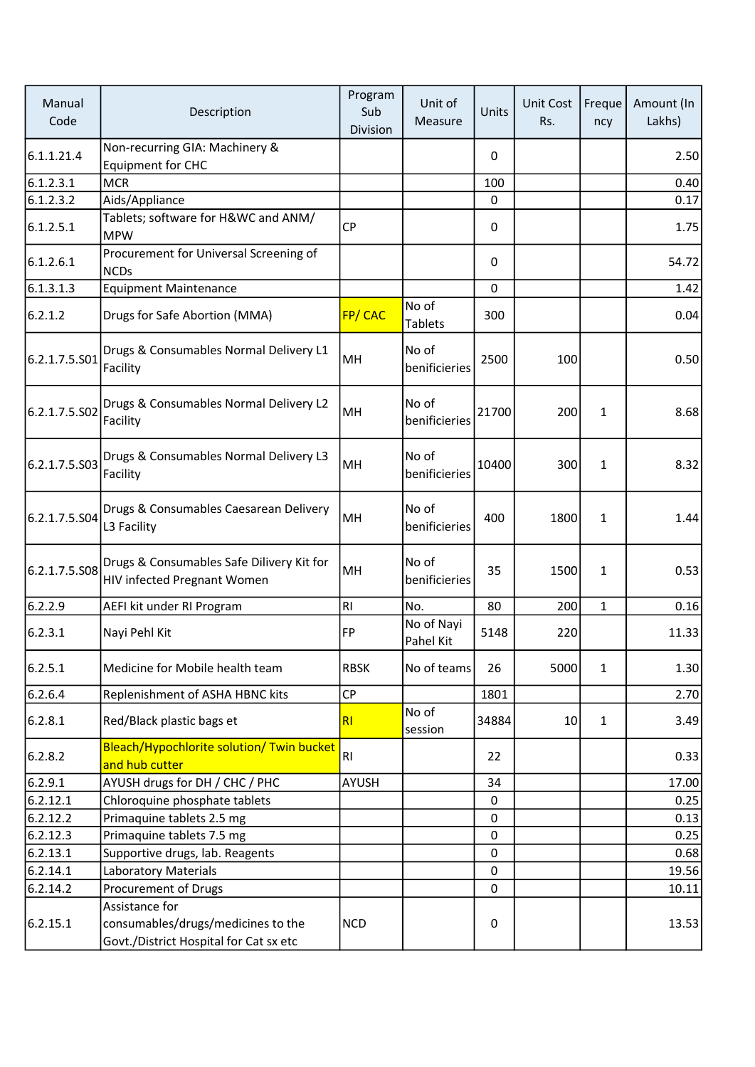| Manual Code | Description | Program Sub Division | Unit of Measure | Units | Unit Cost Rs. | Frequency | Amount (In Lakhs) |
|---|---|---|---|---|---|---|---|
| 6.1.1.21.4 | Non-recurring GIA: Machinery & Equipment for CHC | | | 0 | | | 2.50 |
| 6.1.2.3.1 | MCR | | | 100 | | | 0.40 |
| 6.1.2.3.2 | Aids/Appliance | | | 0 | | | 0.17 |
| 6.1.2.5.1 | Tablets; software for H&WC and ANM/ MPW | CP | | 0 | | | 1.75 |
| 6.1.2.6.1 | Procurement for Universal Screening of NCDs | | | 0 | | | 54.72 |
| 6.1.3.1.3 | Equipment Maintenance | | | 0 | | | 1.42 |
| 6.2.1.2 | Drugs for Safe Abortion (MMA) | FP/ CAC | No of Tablets | 300 | | | 0.04 |
| 6.2.1.7.5.S01 | Drugs & Consumables Normal Delivery L1 Facility | MH | No of benificieries | 2500 | 100 | | 0.50 |
| 6.2.1.7.5.S02 | Drugs & Consumables Normal Delivery L2 Facility | MH | No of benificieries | 21700 | 200 | 1 | 8.68 |
| 6.2.1.7.5.S03 | Drugs & Consumables Normal Delivery L3 Facility | MH | No of benificieries | 10400 | 300 | 1 | 8.32 |
| 6.2.1.7.5.S04 | Drugs & Consumables Caesarean Delivery L3 Facility | MH | No of benificieries | 400 | 1800 | 1 | 1.44 |
| 6.2.1.7.5.S08 | Drugs & Consumables Safe Dilivery Kit for HIV infected Pregnant Women | MH | No of benificieries | 35 | 1500 | 1 | 0.53 |
| 6.2.2.9 | AEFI kit under RI Program | RI | No. | 80 | 200 | 1 | 0.16 |
| 6.2.3.1 | Nayi Pehl Kit | FP | No of Nayi Pahel Kit | 5148 | 220 | | 11.33 |
| 6.2.5.1 | Medicine for Mobile health team | RBSK | No of teams | 26 | 5000 | 1 | 1.30 |
| 6.2.6.4 | Replenishment of ASHA HBNC kits | CP | | 1801 | | | 2.70 |
| 6.2.8.1 | Red/Black plastic bags et | RI | No of session | 34884 | 10 | 1 | 3.49 |
| 6.2.8.2 | Bleach/Hypochlorite solution/ Twin bucket and hub cutter | RI | | 22 | | | 0.33 |
| 6.2.9.1 | AYUSH drugs for DH / CHC / PHC | AYUSH | | 34 | | | 17.00 |
| 6.2.12.1 | Chloroquine phosphate tablets | | | 0 | | | 0.25 |
| 6.2.12.2 | Primaquine tablets 2.5 mg | | | 0 | | | 0.13 |
| 6.2.12.3 | Primaquine tablets 7.5 mg | | | 0 | | | 0.25 |
| 6.2.13.1 | Supportive drugs, lab. Reagents | | | 0 | | | 0.68 |
| 6.2.14.1 | Laboratory Materials | | | 0 | | | 19.56 |
| 6.2.14.2 | Procurement of Drugs | | | 0 | | | 10.11 |
| 6.2.15.1 | Assistance for consumables/drugs/medicines to the Govt./District Hospital for Cat sx etc | NCD | | 0 | | | 13.53 |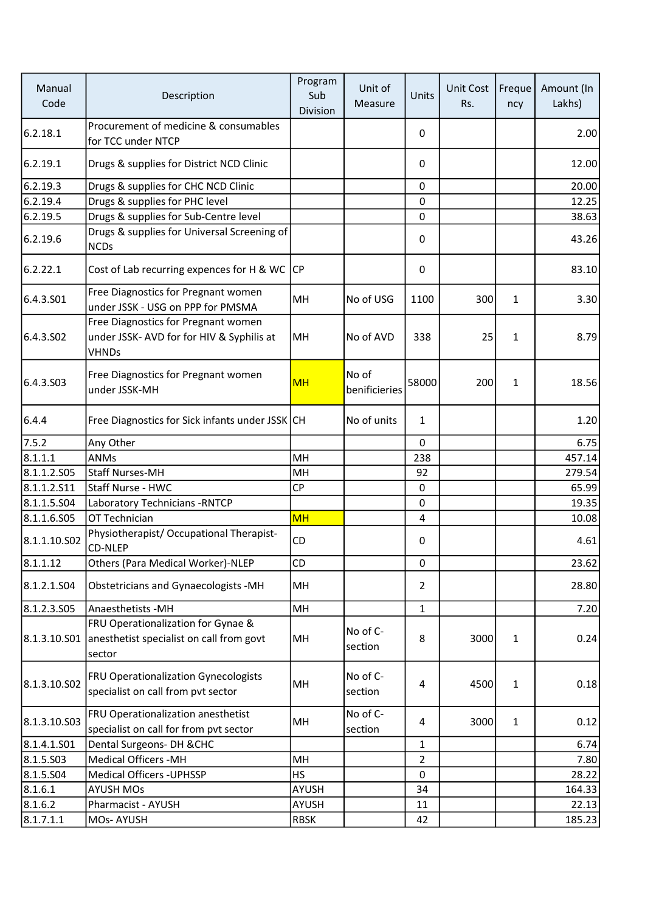| Manual Code | Description | Program Sub Division | Unit of Measure | Units | Unit Cost Rs. | Frequency | Amount (In Lakhs) |
|---|---|---|---|---|---|---|---|
| 6.2.18.1 | Procurement of medicine & consumables for TCC under NTCP | | | 0 | | | 2.00 |
| 6.2.19.1 | Drugs & supplies for District NCD Clinic | | | 0 | | | 12.00 |
| 6.2.19.3 | Drugs & supplies for CHC NCD Clinic | | | 0 | | | 20.00 |
| 6.2.19.4 | Drugs & supplies for PHC level | | | 0 | | | 12.25 |
| 6.2.19.5 | Drugs & supplies for Sub-Centre level | | | 0 | | | 38.63 |
| 6.2.19.6 | Drugs & supplies for Universal Screening of NCDs | | | 0 | | | 43.26 |
| 6.2.22.1 | Cost of Lab recurring expences for H & WC | CP | | 0 | | | 83.10 |
| 6.4.3.S01 | Free Diagnostics for Pregnant women under JSSK - USG on PPP for PMSMA | MH | No of USG | 1100 | 300 | 1 | 3.30 |
| 6.4.3.S02 | Free Diagnostics for Pregnant women under JSSK- AVD for for HIV & Syphilis at VHNDs | MH | No of AVD | 338 | 25 | 1 | 8.79 |
| 6.4.3.S03 | Free Diagnostics for Pregnant women under JSSK-MH | MH | No of benificieries | 58000 | 200 | 1 | 18.56 |
| 6.4.4 | Free Diagnostics for Sick infants under JSSK | CH | No of units | 1 | | | 1.20 |
| 7.5.2 | Any Other | | | 0 | | | 6.75 |
| 8.1.1.1 | ANMs | MH | | 238 | | | 457.14 |
| 8.1.1.2.S05 | Staff Nurses-MH | MH | | 92 | | | 279.54 |
| 8.1.1.2.S11 | Staff Nurse - HWC | CP | | 0 | | | 65.99 |
| 8.1.1.5.S04 | Laboratory Technicians -RNTCP | | | 0 | | | 19.35 |
| 8.1.1.6.S05 | OT Technician | MH | | 4 | | | 10.08 |
| 8.1.1.10.S02 | Physiotherapist/ Occupational Therapist-CD-NLEP | CD | | 0 | | | 4.61 |
| 8.1.1.12 | Others (Para Medical Worker)-NLEP | CD | | 0 | | | 23.62 |
| 8.1.2.1.S04 | Obstetricians and Gynaecologists -MH | MH | | 2 | | | 28.80 |
| 8.1.2.3.S05 | Anaesthetists -MH | MH | | 1 | | | 7.20 |
| 8.1.3.10.S01 | FRU Operationalization for Gynae & anesthetist specialist on call from govt sector | MH | No of C-section | 8 | 3000 | 1 | 0.24 |
| 8.1.3.10.S02 | FRU Operationalization Gynecologists specialist on call from pvt sector | MH | No of C-section | 4 | 4500 | 1 | 0.18 |
| 8.1.3.10.S03 | FRU Operationalization anesthetist specialist on call for from pvt sector | MH | No of C-section | 4 | 3000 | 1 | 0.12 |
| 8.1.4.1.S01 | Dental Surgeons- DH &CHC | | | 1 | | | 6.74 |
| 8.1.5.S03 | Medical Officers -MH | MH | | 2 | | | 7.80 |
| 8.1.5.S04 | Medical Officers -UPHSSP | HS | | 0 | | | 28.22 |
| 8.1.6.1 | AYUSH MOs | AYUSH | | 34 | | | 164.33 |
| 8.1.6.2 | Pharmacist - AYUSH | AYUSH | | 11 | | | 22.13 |
| 8.1.7.1.1 | MOs- AYUSH | RBSK | | 42 | | | 185.23 |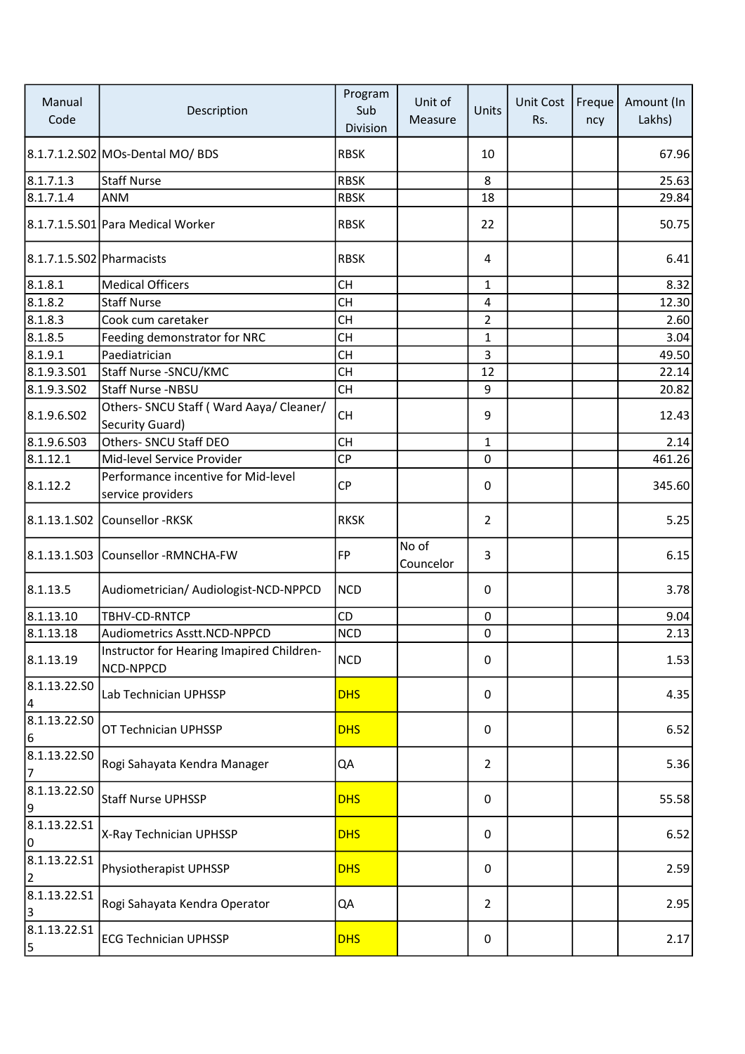| Manual Code | Description | Program Sub Division | Unit of Measure | Units | Unit Cost Rs. | Frequency | Amount (In Lakhs) |
|---|---|---|---|---|---|---|---|
| 8.1.7.1.2.S02 | MOs-Dental MO/ BDS | RBSK | | 10 | | | 67.96 |
| 8.1.7.1.3 | Staff Nurse | RBSK | | 8 | | | 25.63 |
| 8.1.7.1.4 | ANM | RBSK | | 18 | | | 29.84 |
| 8.1.7.1.5.S01 | Para Medical Worker | RBSK | | 22 | | | 50.75 |
| 8.1.7.1.5.S02 | Pharmacists | RBSK | | 4 | | | 6.41 |
| 8.1.8.1 | Medical Officers | CH | | 1 | | | 8.32 |
| 8.1.8.2 | Staff Nurse | CH | | 4 | | | 12.30 |
| 8.1.8.3 | Cook cum caretaker | CH | | 2 | | | 2.60 |
| 8.1.8.5 | Feeding demonstrator for NRC | CH | | 1 | | | 3.04 |
| 8.1.9.1 | Paediatrician | CH | | 3 | | | 49.50 |
| 8.1.9.3.S01 | Staff Nurse -SNCU/KMC | CH | | 12 | | | 22.14 |
| 8.1.9.3.S02 | Staff Nurse -NBSU | CH | | 9 | | | 20.82 |
| 8.1.9.6.S02 | Others- SNCU Staff ( Ward Aaya/ Cleaner/ Security Guard) | CH | | 9 | | | 12.43 |
| 8.1.9.6.S03 | Others- SNCU Staff DEO | CH | | 1 | | | 2.14 |
| 8.1.12.1 | Mid-level Service Provider | CP | | 0 | | | 461.26 |
| 8.1.12.2 | Performance incentive for Mid-level service providers | CP | | 0 | | | 345.60 |
| 8.1.13.1.S02 | Counsellor -RKSK | RKSK | | 2 | | | 5.25 |
| 8.1.13.1.S03 | Counsellor -RMNCHA-FW | FP | No of Councelor | 3 | | | 6.15 |
| 8.1.13.5 | Audiometrician/ Audiologist-NCD-NPPCD | NCD | | 0 | | | 3.78 |
| 8.1.13.10 | TBHV-CD-RNTCP | CD | | 0 | | | 9.04 |
| 8.1.13.18 | Audiometrics Asstt.NCD-NPPCD | NCD | | 0 | | | 2.13 |
| 8.1.13.19 | Instructor for Hearing Imapired Children-NCD-NPPCD | NCD | | 0 | | | 1.53 |
| 8.1.13.22.S04 | Lab Technician UPHSSP | DHS | | 0 | | | 4.35 |
| 8.1.13.22.S06 | OT Technician UPHSSP | DHS | | 0 | | | 6.52 |
| 8.1.13.22.S07 | Rogi Sahayata Kendra Manager | QA | | 2 | | | 5.36 |
| 8.1.13.22.S09 | Staff Nurse UPHSSP | DHS | | 0 | | | 55.58 |
| 8.1.13.22.S10 | X-Ray Technician UPHSSP | DHS | | 0 | | | 6.52 |
| 8.1.13.22.S12 | Physiotherapist UPHSSP | DHS | | 0 | | | 2.59 |
| 8.1.13.22.S13 | Rogi Sahayata Kendra Operator | QA | | 2 | | | 2.95 |
| 8.1.13.22.S15 | ECG Technician UPHSSP | DHS | | 0 | | | 2.17 |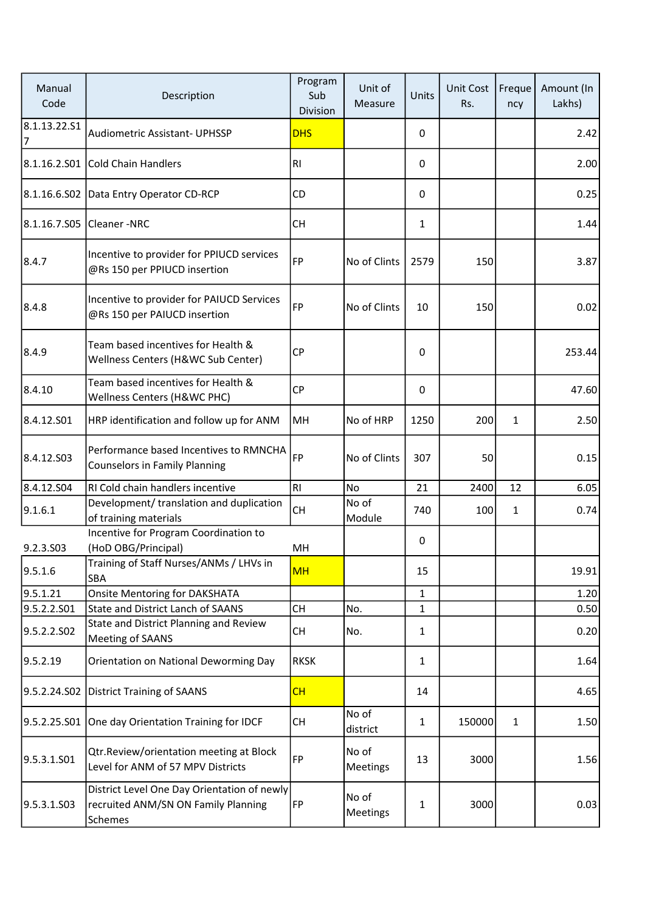| Manual Code | Description | Program Sub Division | Unit of Measure | Units | Unit Cost Rs. | Frequency | Amount (In Lakhs) |
|---|---|---|---|---|---|---|---|
| 8.1.13.22.S17 | Audiometric Assistant- UPHSSP | DHS | | 0 | | | 2.42 |
| 8.1.16.2.S01 | Cold Chain Handlers | RI | | 0 | | | 2.00 |
| 8.1.16.6.S02 | Data Entry Operator CD-RCP | CD | | 0 | | | 0.25 |
| 8.1.16.7.S05 | Cleaner -NRC | CH | | 1 | | | 1.44 |
| 8.4.7 | Incentive to provider for PPIUCD services @Rs 150 per PPIUCD insertion | FP | No of Clints | 2579 | 150 | | 3.87 |
| 8.4.8 | Incentive to provider for PAIUCD Services @Rs 150 per PAIUCD insertion | FP | No of Clints | 10 | 150 | | 0.02 |
| 8.4.9 | Team based incentives for Health & Wellness Centers (H&WC Sub Center) | CP | | 0 | | | 253.44 |
| 8.4.10 | Team based incentives for Health & Wellness Centers (H&WC PHC) | CP | | 0 | | | 47.60 |
| 8.4.12.S01 | HRP identification and follow up for ANM | MH | No of HRP | 1250 | 200 | 1 | 2.50 |
| 8.4.12.S03 | Performance based Incentives to RMNCHA Counselors in Family Planning | FP | No of Clints | 307 | 50 | | 0.15 |
| 8.4.12.S04 | RI Cold chain handlers incentive | RI | No | 21 | 2400 | 12 | 6.05 |
| 9.1.6.1 | Development/ translation and duplication of training materials | CH | No of Module | 740 | 100 | 1 | 0.74 |
| 9.2.3.S03 | Incentive for Program Coordination to (HoD OBG/Principal) | MH | | 0 | | | |
| 9.5.1.6 | Training of Staff Nurses/ANMs / LHVs in SBA | MH | | 15 | | | 19.91 |
| 9.5.1.21 | Onsite Mentoring for DAKSHATA | | | 1 | | | 1.20 |
| 9.5.2.2.S01 | State and District Lanch of SAANS | CH | No. | 1 | | | 0.50 |
| 9.5.2.2.S02 | State and District Planning and Review Meeting of SAANS | CH | No. | 1 | | | 0.20 |
| 9.5.2.19 | Orientation on National Deworming Day | RKSK | | 1 | | | 1.64 |
| 9.5.2.24.S02 | District Training of SAANS | CH | | 14 | | | 4.65 |
| 9.5.2.25.S01 | One day Orientation Training for IDCF | CH | No of district | 1 | 150000 | 1 | 1.50 |
| 9.5.3.1.S01 | Qtr.Review/orientation meeting at Block Level for ANM of 57 MPV Districts | FP | No of Meetings | 13 | 3000 | | 1.56 |
| 9.5.3.1.S03 | District Level One Day Orientation of newly recruited ANM/SN ON Family Planning Schemes | FP | No of Meetings | 1 | 3000 | | 0.03 |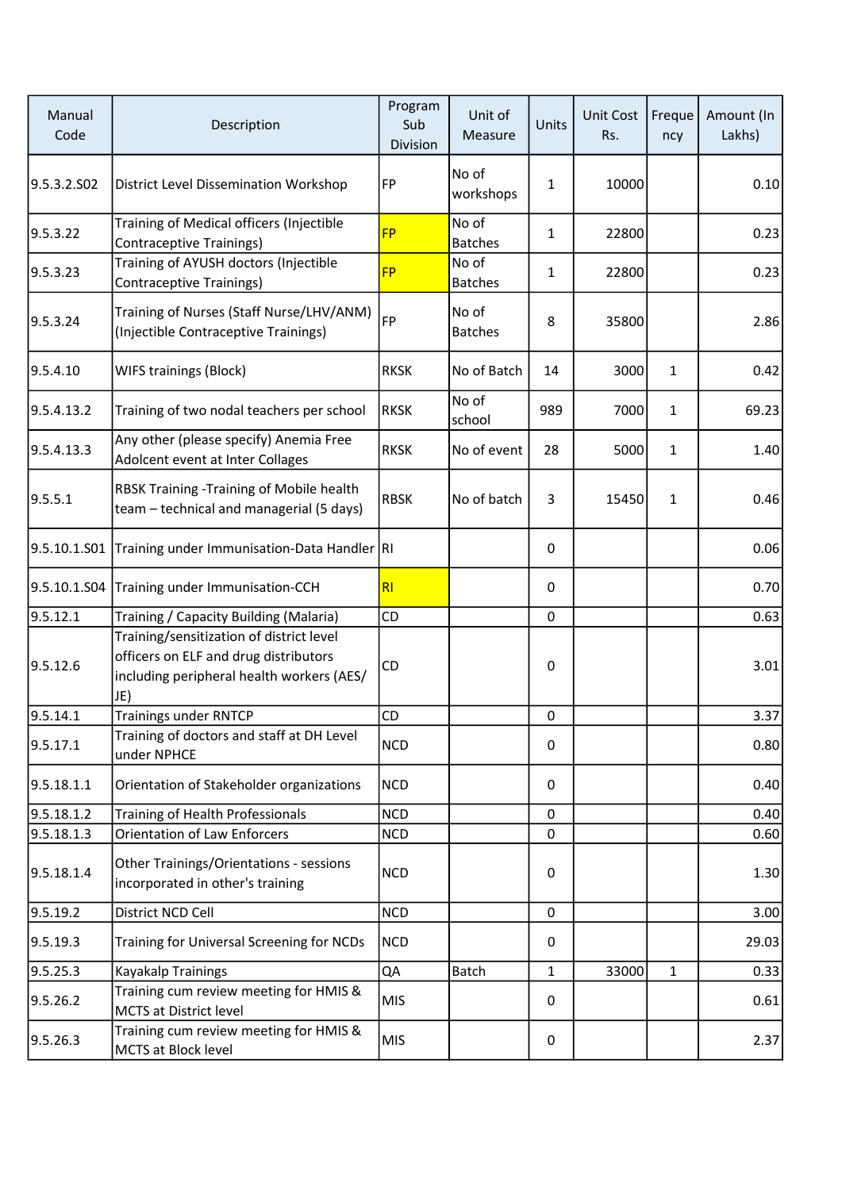| Manual Code | Description | Program Sub Division | Unit of Measure | Units | Unit Cost Rs. | Frequency | Amount (In Lakhs) |
|---|---|---|---|---|---|---|---|
| 9.5.3.2.S02 | District Level Dissemination Workshop | FP | No of workshops | 1 | 10000 | | 0.10 |
| 9.5.3.22 | Training of Medical officers (Injectible Contraceptive Trainings) | FP | No of Batches | 1 | 22800 | | 0.23 |
| 9.5.3.23 | Training of AYUSH doctors (Injectible Contraceptive Trainings) | FP | No of Batches | 1 | 22800 | | 0.23 |
| 9.5.3.24 | Training of Nurses (Staff Nurse/LHV/ANM) (Injectible Contraceptive Trainings) | FP | No of Batches | 8 | 35800 | | 2.86 |
| 9.5.4.10 | WIFS trainings (Block) | RKSK | No of Batch | 14 | 3000 | 1 | 0.42 |
| 9.5.4.13.2 | Training of two nodal teachers per school | RKSK | No of school | 989 | 7000 | 1 | 69.23 |
| 9.5.4.13.3 | Any other (please specify) Anemia Free Adolcent event at Inter Collages | RKSK | No of event | 28 | 5000 | 1 | 1.40 |
| 9.5.5.1 | RBSK Training -Training of Mobile health team – technical and managerial (5 days) | RBSK | No of batch | 3 | 15450 | 1 | 0.46 |
| 9.5.10.1.S01 | Training under Immunisation-Data Handler | RI | | 0 | | | 0.06 |
| 9.5.10.1.S04 | Training under Immunisation-CCH | RI | | 0 | | | 0.70 |
| 9.5.12.1 | Training / Capacity Building (Malaria) | CD | | 0 | | | 0.63 |
| 9.5.12.6 | Training/sensitization of district level officers on ELF and drug distributors including peripheral health workers (AES/ JE) | CD | | 0 | | | 3.01 |
| 9.5.14.1 | Trainings under RNTCP | CD | | 0 | | | 3.37 |
| 9.5.17.1 | Training of doctors and staff at DH Level under NPHCE | NCD | | 0 | | | 0.80 |
| 9.5.18.1.1 | Orientation of Stakeholder organizations | NCD | | 0 | | | 0.40 |
| 9.5.18.1.2 | Training of Health Professionals | NCD | | 0 | | | 0.40 |
| 9.5.18.1.3 | Orientation of Law Enforcers | NCD | | 0 | | | 0.60 |
| 9.5.18.1.4 | Other Trainings/Orientations - sessions incorporated in other's training | NCD | | 0 | | | 1.30 |
| 9.5.19.2 | District NCD Cell | NCD | | 0 | | | 3.00 |
| 9.5.19.3 | Training for Universal Screening for NCDs | NCD | | 0 | | | 29.03 |
| 9.5.25.3 | Kayakalp Trainings | QA | Batch | 1 | 33000 | 1 | 0.33 |
| 9.5.26.2 | Training cum review meeting for HMIS & MCTS at District level | MIS | | 0 | | | 0.61 |
| 9.5.26.3 | Training cum review meeting for HMIS & MCTS at Block level | MIS | | 0 | | | 2.37 |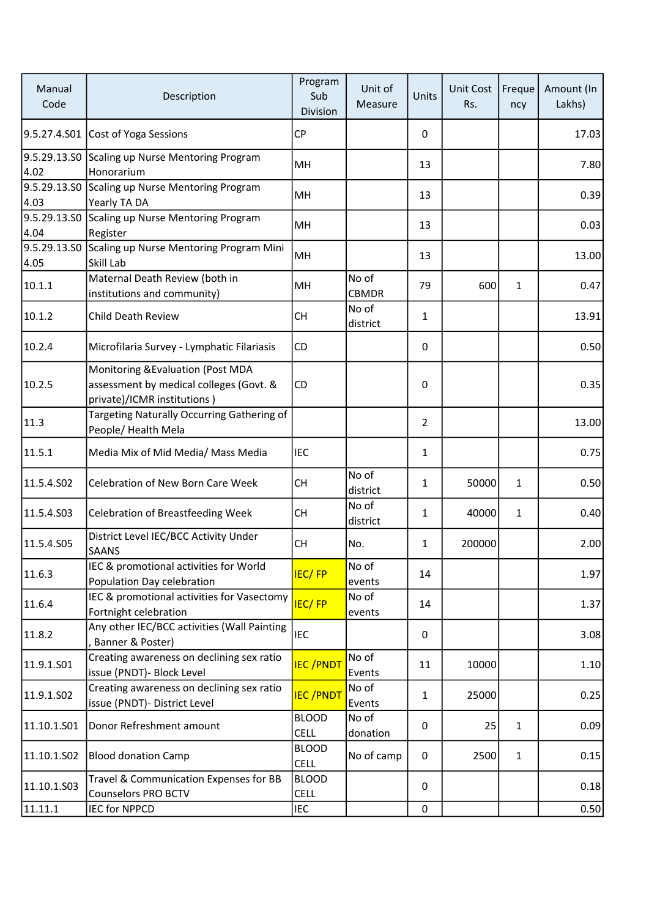| Manual Code | Description | Program Sub Division | Unit of Measure | Units | Unit Cost Rs. | Frequency | Amount (In Lakhs) |
|---|---|---|---|---|---|---|---|
| 9.5.27.4.S01 | Cost of Yoga Sessions | CP | | 0 | | | 17.03 |
| 9.5.29.13.S04.02 | Scaling up Nurse Mentoring Program Honorarium | MH | | 13 | | | 7.80 |
| 9.5.29.13.S04.03 | Scaling up Nurse Mentoring Program Yearly TA DA | MH | | 13 | | | 0.39 |
| 9.5.29.13.S04.04 | Scaling up Nurse Mentoring Program Register | MH | | 13 | | | 0.03 |
| 9.5.29.13.S04.05 | Scaling up Nurse Mentoring Program Mini Skill Lab | MH | | 13 | | | 13.00 |
| 10.1.1 | Maternal Death Review (both in institutions and community) | MH | No of CBMDR | 79 | 600 | 1 | 0.47 |
| 10.1.2 | Child Death Review | CH | No of district | 1 | | | 13.91 |
| 10.2.4 | Microfilaria Survey - Lymphatic Filariasis | CD | | 0 | | | 0.50 |
| 10.2.5 | Monitoring &Evaluation (Post MDA assessment by medical colleges (Govt. & private)/ICMR institutions ) | CD | | 0 | | | 0.35 |
| 11.3 | Targeting Naturally Occurring Gathering of People/ Health Mela | | | 2 | | | 13.00 |
| 11.5.1 | Media Mix of Mid Media/ Mass Media | IEC | | 1 | | | 0.75 |
| 11.5.4.S02 | Celebration of New Born Care Week | CH | No of district | 1 | 50000 | 1 | 0.50 |
| 11.5.4.S03 | Celebration of Breastfeeding Week | CH | No of district | 1 | 40000 | 1 | 0.40 |
| 11.5.4.S05 | District Level IEC/BCC Activity Under SAANS | CH | No. | 1 | 200000 | | 2.00 |
| 11.6.3 | IEC & promotional activities for World Population Day celebration | IEC/ FP | No of events | 14 | | | 1.97 |
| 11.6.4 | IEC & promotional activities for Vasectomy Fortnight celebration | IEC/ FP | No of events | 14 | | | 1.37 |
| 11.8.2 | Any other IEC/BCC activities (Wall Painting , Banner & Poster) | IEC | | 0 | | | 3.08 |
| 11.9.1.S01 | Creating awareness on declining sex ratio issue (PNDT)- Block Level | IEC /PNDT | No of Events | 11 | 10000 | | 1.10 |
| 11.9.1.S02 | Creating awareness on declining sex ratio issue (PNDT)- District Level | IEC /PNDT | No of Events | 1 | 25000 | | 0.25 |
| 11.10.1.S01 | Donor Refreshment amount | BLOOD CELL | No of donation | 0 | 25 | 1 | 0.09 |
| 11.10.1.S02 | Blood donation Camp | BLOOD CELL | No of camp | 0 | 2500 | 1 | 0.15 |
| 11.10.1.S03 | Travel & Communication Expenses for BB Counselors PRO BCTV | BLOOD CELL | | 0 | | | 0.18 |
| 11.11.1 | IEC for NPPCD | IEC | | 0 | | | 0.50 |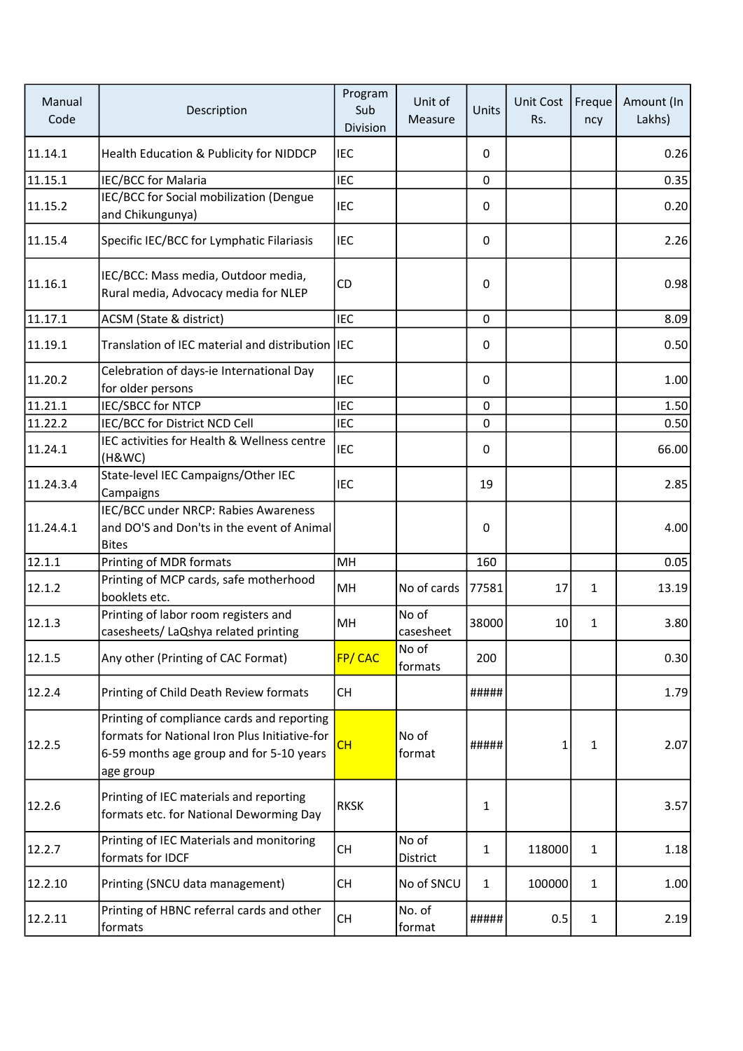| Manual Code | Description | Program Sub Division | Unit of Measure | Units | Unit Cost Rs. | Frequency | Amount (In Lakhs) |
|---|---|---|---|---|---|---|---|
| 11.14.1 | Health Education & Publicity for NIDDCP | IEC | | 0 | | | 0.26 |
| 11.15.1 | IEC/BCC for Malaria | IEC | | 0 | | | 0.35 |
| 11.15.2 | IEC/BCC for Social mobilization (Dengue and Chikungunya) | IEC | | 0 | | | 0.20 |
| 11.15.4 | Specific IEC/BCC for Lymphatic Filariasis | IEC | | 0 | | | 2.26 |
| 11.16.1 | IEC/BCC: Mass media, Outdoor media, Rural media, Advocacy media for NLEP | CD | | 0 | | | 0.98 |
| 11.17.1 | ACSM (State & district) | IEC | | 0 | | | 8.09 |
| 11.19.1 | Translation of IEC material and distribution | IEC | | 0 | | | 0.50 |
| 11.20.2 | Celebration of days-ie International Day for older persons | IEC | | 0 | | | 1.00 |
| 11.21.1 | IEC/SBCC for NTCP | IEC | | 0 | | | 1.50 |
| 11.22.2 | IEC/BCC for District NCD Cell | IEC | | 0 | | | 0.50 |
| 11.24.1 | IEC activities for Health & Wellness centre (H&WC) | IEC | | 0 | | | 66.00 |
| 11.24.3.4 | State-level IEC Campaigns/Other IEC Campaigns | IEC | | 19 | | | 2.85 |
| 11.24.4.1 | IEC/BCC under NRCP: Rabies Awareness and DO'S and Don'ts in the event of Animal Bites | | | 0 | | | 4.00 |
| 12.1.1 | Printing of MDR formats | MH | | 160 | | | 0.05 |
| 12.1.2 | Printing of MCP cards, safe motherhood booklets etc. | MH | No of cards | 77581 | 17 | 1 | 13.19 |
| 12.1.3 | Printing of labor room registers and casesheets/ LaQshya related printing | MH | No of casesheet | 38000 | 10 | 1 | 3.80 |
| 12.1.5 | Any other (Printing of CAC Format) | FP/ CAC | No of formats | 200 | | | 0.30 |
| 12.2.4 | Printing of Child Death Review formats | CH | | ##### | | | 1.79 |
| 12.2.5 | Printing of compliance cards and reporting formats for National Iron Plus Initiative-for 6-59 months age group and for 5-10 years age group | CH | No of format | ##### | 1 | 1 | 2.07 |
| 12.2.6 | Printing of IEC materials and reporting formats etc. for National Deworming Day | RKSK | | 1 | | | 3.57 |
| 12.2.7 | Printing of IEC Materials and monitoring formats for IDCF | CH | No of District | 1 | 118000 | 1 | 1.18 |
| 12.2.10 | Printing (SNCU data management) | CH | No of SNCU | 1 | 100000 | 1 | 1.00 |
| 12.2.11 | Printing of HBNC referral cards and other formats | CH | No. of format | ##### | 0.5 | 1 | 2.19 |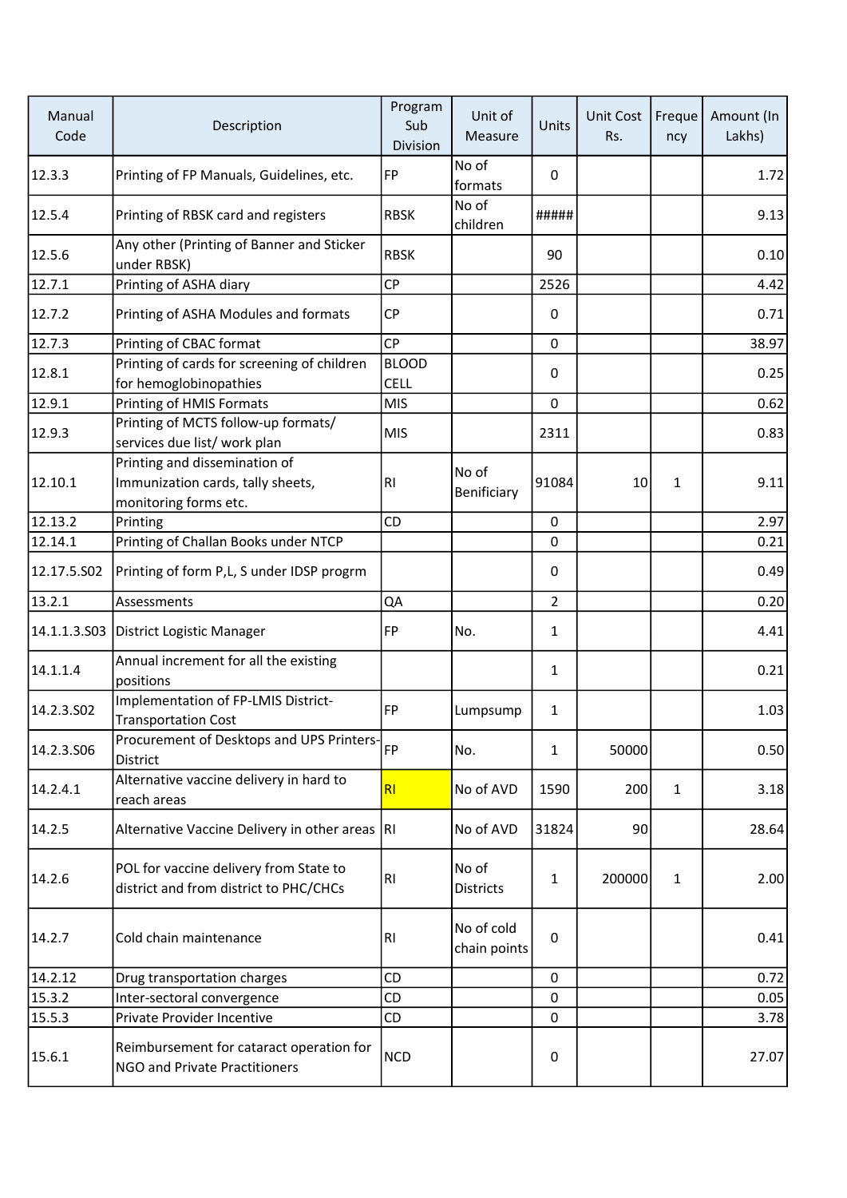| Manual Code | Description | Program Sub Division | Unit of Measure | Units | Unit Cost Rs. | Frequency | Amount (In Lakhs) |
|---|---|---|---|---|---|---|---|
| 12.3.3 | Printing of FP Manuals, Guidelines, etc. | FP | No of formats | 0 | | | 1.72 |
| 12.5.4 | Printing of RBSK card and registers | RBSK | No of children | ##### | | | 9.13 |
| 12.5.6 | Any other (Printing of Banner and Sticker under RBSK) | RBSK | | 90 | | | 0.10 |
| 12.7.1 | Printing of ASHA diary | CP | | 2526 | | | 4.42 |
| 12.7.2 | Printing of ASHA Modules and formats | CP | | 0 | | | 0.71 |
| 12.7.3 | Printing of CBAC format | CP | | 0 | | | 38.97 |
| 12.8.1 | Printing of cards for screening of children for hemoglobinopathies | BLOOD CELL | | 0 | | | 0.25 |
| 12.9.1 | Printing of HMIS Formats | MIS | | 0 | | | 0.62 |
| 12.9.3 | Printing of MCTS follow-up formats/ services due list/ work plan | MIS | | 2311 | | | 0.83 |
| 12.10.1 | Printing and dissemination of Immunization cards, tally sheets, monitoring forms etc. | RI | No of Benificiary | 91084 | 10 | 1 | 9.11 |
| 12.13.2 | Printing | CD | | 0 | | | 2.97 |
| 12.14.1 | Printing of Challan Books under NTCP | | | 0 | | | 0.21 |
| 12.17.5.S02 | Printing of form P,L, S under IDSP progrm | | | 0 | | | 0.49 |
| 13.2.1 | Assessments | QA | | 2 | | | 0.20 |
| 14.1.1.3.S03 | District Logistic Manager | FP | No. | 1 | | | 4.41 |
| 14.1.1.4 | Annual increment for all the existing positions | | | 1 | | | 0.21 |
| 14.2.3.S02 | Implementation of FP-LMIS District-Transportation Cost | FP | Lumpsump | 1 | | | 1.03 |
| 14.2.3.S06 | Procurement of Desktops and UPS Printers-District | FP | No. | 1 | 50000 | | 0.50 |
| 14.2.4.1 | Alternative vaccine delivery in hard to reach areas | RI | No of AVD | 1590 | 200 | 1 | 3.18 |
| 14.2.5 | Alternative Vaccine Delivery in other areas | RI | No of AVD | 31824 | 90 | | 28.64 |
| 14.2.6 | POL for vaccine delivery from State to district and from district to PHC/CHCs | RI | No of Districts | 1 | 200000 | 1 | 2.00 |
| 14.2.7 | Cold chain maintenance | RI | No of cold chain points | 0 | | | 0.41 |
| 14.2.12 | Drug transportation charges | CD | | 0 | | | 0.72 |
| 15.3.2 | Inter-sectoral convergence | CD | | 0 | | | 0.05 |
| 15.5.3 | Private Provider Incentive | CD | | 0 | | | 3.78 |
| 15.6.1 | Reimbursement for cataract operation for NGO and Private Practitioners | NCD | | 0 | | | 27.07 |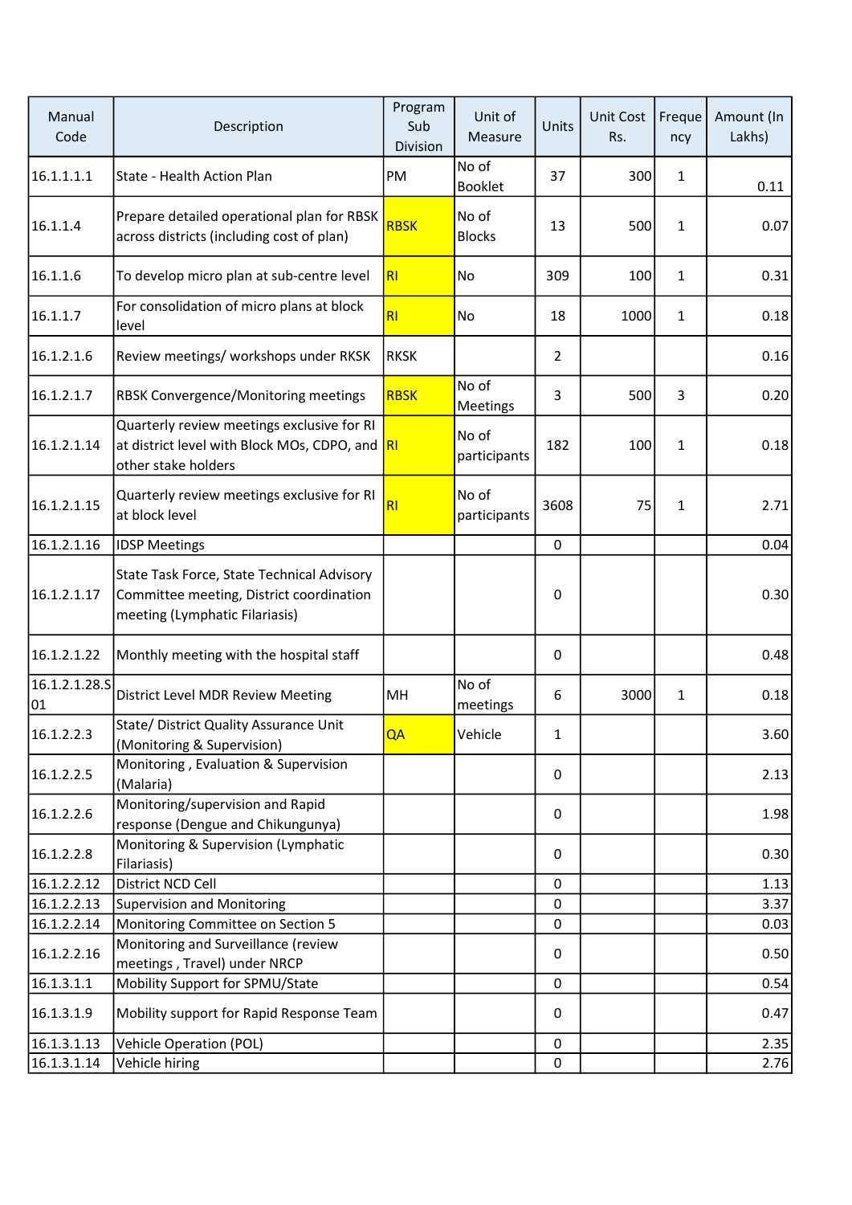| Manual Code | Description | Program Sub Division | Unit of Measure | Units | Unit Cost Rs. | Frequency | Amount (In Lakhs) |
|---|---|---|---|---|---|---|---|
| 16.1.1.1.1 | State - Health Action Plan | PM | No of Booklet | 37 | 300 | 1 | 0.11 |
| 16.1.1.4 | Prepare detailed operational plan for RBSK across districts (including cost of plan) | RBSK | No of Blocks | 13 | 500 | 1 | 0.07 |
| 16.1.1.6 | To develop micro plan at sub-centre level | RI | No | 309 | 100 | 1 | 0.31 |
| 16.1.1.7 | For consolidation of micro plans at block level | RI | No | 18 | 1000 | 1 | 0.18 |
| 16.1.2.1.6 | Review meetings/ workshops under RKSK | RKSK | | 2 | | | 0.16 |
| 16.1.2.1.7 | RBSK Convergence/Monitoring meetings | RBSK | No of Meetings | 3 | 500 | 3 | 0.20 |
| 16.1.2.1.14 | Quarterly review meetings exclusive for RI at district level with Block MOs, CDPO, and other stake holders | RI | No of participants | 182 | 100 | 1 | 0.18 |
| 16.1.2.1.15 | Quarterly review meetings exclusive for RI at block level | RI | No of participants | 3608 | 75 | 1 | 2.71 |
| 16.1.2.1.16 | IDSP Meetings | | | 0 | | | 0.04 |
| 16.1.2.1.17 | State Task Force, State Technical Advisory Committee meeting, District coordination meeting (Lymphatic Filariasis) | | | 0 | | | 0.30 |
| 16.1.2.1.22 | Monthly meeting with the hospital staff | | | 0 | | | 0.48 |
| 16.1.2.1.28.S01 | District Level MDR Review Meeting | MH | No of meetings | 6 | 3000 | 1 | 0.18 |
| 16.1.2.2.3 | State/ District Quality Assurance Unit (Monitoring & Supervision) | QA | Vehicle | 1 | | | 3.60 |
| 16.1.2.2.5 | Monitoring , Evaluation & Supervision (Malaria) | | | 0 | | | 2.13 |
| 16.1.2.2.6 | Monitoring/supervision and Rapid response (Dengue and Chikungunya) | | | 0 | | | 1.98 |
| 16.1.2.2.8 | Monitoring & Supervision (Lymphatic Filariasis) | | | 0 | | | 0.30 |
| 16.1.2.2.12 | District NCD Cell | | | 0 | | | 1.13 |
| 16.1.2.2.13 | Supervision and Monitoring | | | 0 | | | 3.37 |
| 16.1.2.2.14 | Monitoring Committee on Section 5 | | | 0 | | | 0.03 |
| 16.1.2.2.16 | Monitoring and Surveillance (review meetings , Travel) under NRCP | | | 0 | | | 0.50 |
| 16.1.3.1.1 | Mobility Support for SPMU/State | | | 0 | | | 0.54 |
| 16.1.3.1.9 | Mobility support for Rapid Response Team | | | 0 | | | 0.47 |
| 16.1.3.1.13 | Vehicle Operation (POL) | | | 0 | | | 2.35 |
| 16.1.3.1.14 | Vehicle hiring | | | 0 | | | 2.76 |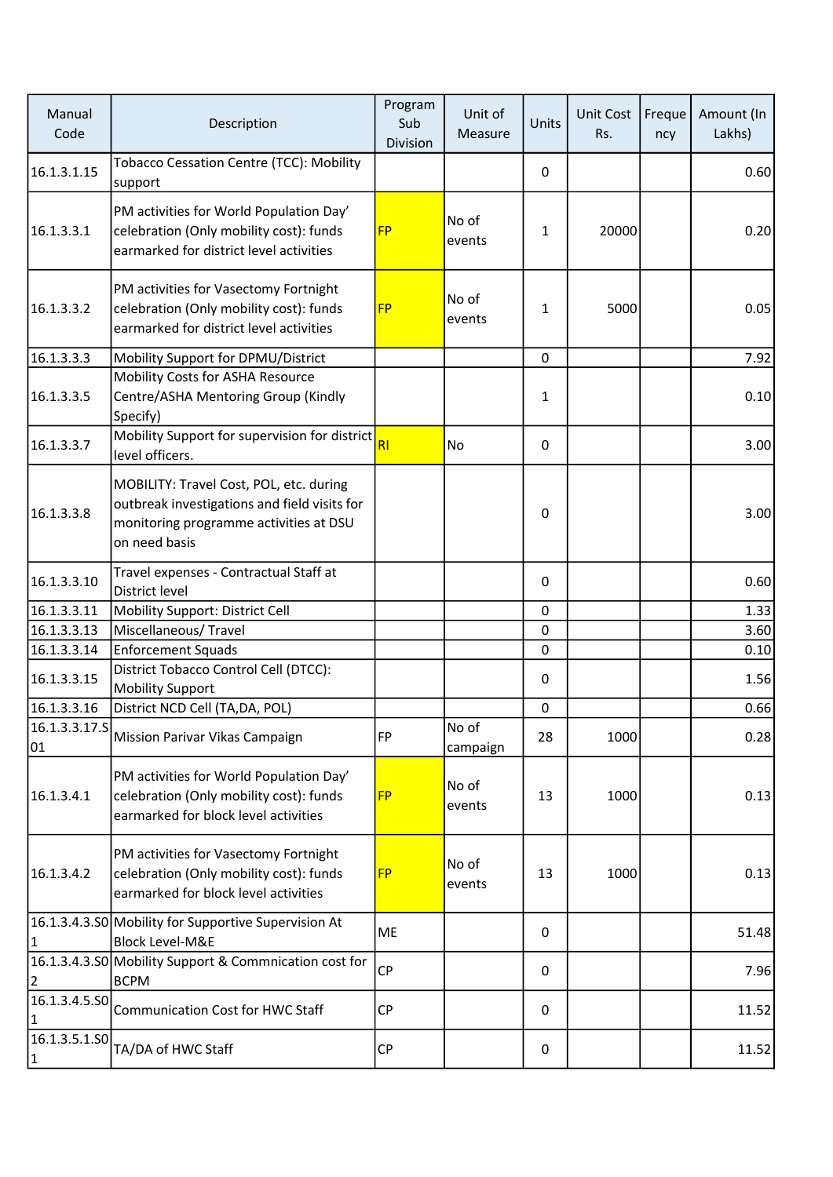| Manual Code | Description | Program Sub Division | Unit of Measure | Units | Unit Cost Rs. | Frequency | Amount (In Lakhs) |
|---|---|---|---|---|---|---|---|
| 16.1.3.1.15 | Tobacco Cessation Centre (TCC): Mobility support | | | 0 | | | 0.60 |
| 16.1.3.3.1 | PM activities for World Population Day' celebration (Only mobility cost): funds earmarked for district level activities | FP | No of events | 1 | 20000 | | 0.20 |
| 16.1.3.3.2 | PM activities for Vasectomy Fortnight celebration (Only mobility cost): funds earmarked for district level activities | FP | No of events | 1 | 5000 | | 0.05 |
| 16.1.3.3.3 | Mobility Support for DPMU/District | | | 0 | | | 7.92 |
| 16.1.3.3.5 | Mobility Costs for ASHA Resource Centre/ASHA Mentoring Group (Kindly Specify) | | | 1 | | | 0.10 |
| 16.1.3.3.7 | Mobility Support for supervision for district level officers. | RI | No | 0 | | | 3.00 |
| 16.1.3.3.8 | MOBILITY: Travel Cost, POL, etc. during outbreak investigations and field visits for monitoring programme activities at DSU on need basis | | | 0 | | | 3.00 |
| 16.1.3.3.10 | Travel expenses - Contractual Staff at District level | | | 0 | | | 0.60 |
| 16.1.3.3.11 | Mobility Support: District Cell | | | 0 | | | 1.33 |
| 16.1.3.3.13 | Miscellaneous/ Travel | | | 0 | | | 3.60 |
| 16.1.3.3.14 | Enforcement Squads | | | 0 | | | 0.10 |
| 16.1.3.3.15 | District Tobacco Control Cell (DTCC): Mobility Support | | | 0 | | | 1.56 |
| 16.1.3.3.16 | District NCD Cell (TA,DA, POL) | | | 0 | | | 0.66 |
| 16.1.3.3.17.S01 | Mission Parivar Vikas Campaign | FP | No of campaign | 28 | 1000 | | 0.28 |
| 16.1.3.4.1 | PM activities for World Population Day' celebration (Only mobility cost): funds earmarked for block level activities | FP | No of events | 13 | 1000 | | 0.13 |
| 16.1.3.4.2 | PM activities for Vasectomy Fortnight celebration (Only mobility cost): funds earmarked for block level activities | FP | No of events | 13 | 1000 | | 0.13 |
| 16.1.3.4.3.S01 | Mobility for Supportive Supervision At Block Level-M&E | ME | | 0 | | | 51.48 |
| 16.1.3.4.3.S02 | Mobility Support & Commnication cost for BCPM | CP | | 0 | | | 7.96 |
| 16.1.3.4.5.S01 | Communication Cost for HWC Staff | CP | | 0 | | | 11.52 |
| 16.1.3.5.1.S01 | TA/DA of HWC Staff | CP | | 0 | | | 11.52 |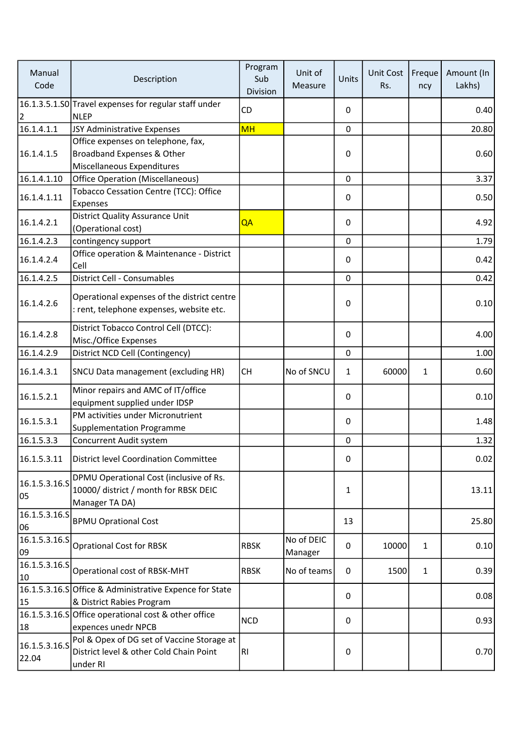| Manual Code | Description | Program Sub Division | Unit of Measure | Units | Unit Cost Rs. | Frequency | Amount (In Lakhs) |
|---|---|---|---|---|---|---|---|
| 16.1.3.5.1.S02 | Travel expenses for regular staff under NLEP | CD | | 0 | | | 0.40 |
| 16.1.4.1.1 | JSY Administrative Expenses | MH | | 0 | | | 20.80 |
| 16.1.4.1.5 | Office expenses on telephone, fax, Broadband Expenses & Other Miscellaneous Expenditures | | | 0 | | | 0.60 |
| 16.1.4.1.10 | Office Operation (Miscellaneous) | | | 0 | | | 3.37 |
| 16.1.4.1.11 | Tobacco Cessation Centre (TCC): Office Expenses | | | 0 | | | 0.50 |
| 16.1.4.2.1 | District Quality Assurance Unit (Operational cost) | QA | | 0 | | | 4.92 |
| 16.1.4.2.3 | contingency support | | | 0 | | | 1.79 |
| 16.1.4.2.4 | Office operation & Maintenance - District Cell | | | 0 | | | 0.42 |
| 16.1.4.2.5 | District Cell - Consumables | | | 0 | | | 0.42 |
| 16.1.4.2.6 | Operational expenses of the district centre : rent, telephone expenses, website etc. | | | 0 | | | 0.10 |
| 16.1.4.2.8 | District Tobacco Control Cell (DTCC): Misc./Office Expenses | | | 0 | | | 4.00 |
| 16.1.4.2.9 | District NCD Cell (Contingency) | | | 0 | | | 1.00 |
| 16.1.4.3.1 | SNCU Data management (excluding HR) | CH | No of SNCU | 1 | 60000 | 1 | 0.60 |
| 16.1.5.2.1 | Minor repairs and AMC of IT/office equipment supplied under IDSP | | | 0 | | | 0.10 |
| 16.1.5.3.1 | PM activities under Micronutrient Supplementation Programme | | | 0 | | | 1.48 |
| 16.1.5.3.3 | Concurrent Audit system | | | 0 | | | 1.32 |
| 16.1.5.3.11 | District level Coordination Committee | | | 0 | | | 0.02 |
| 16.1.5.3.16.S05 | DPMU Operational Cost (inclusive of Rs. 10000/ district / month for RBSK DEIC Manager TA DA) | | | 1 | | | 13.11 |
| 16.1.5.3.16.S06 | BPMU Oprational Cost | | | 13 | | | 25.80 |
| 16.1.5.3.16.S09 | Oprational Cost for RBSK | RBSK | No of DEIC Manager | 0 | 10000 | 1 | 0.10 |
| 16.1.5.3.16.S10 | Operational cost of RBSK-MHT | RBSK | No of teams | 0 | 1500 | 1 | 0.39 |
| 16.1.5.3.16.S15 | Office & Administrative Expence for State & District Rabies Program | | | 0 | | | 0.08 |
| 16.1.5.3.16.S18 | Office operational cost & other office expences unedr NPCB | NCD | | 0 | | | 0.93 |
| 16.1.5.3.16.S22.04 | Pol & Opex of DG set of Vaccine Storage at District level & other Cold Chain Point under RI | RI | | 0 | | | 0.70 |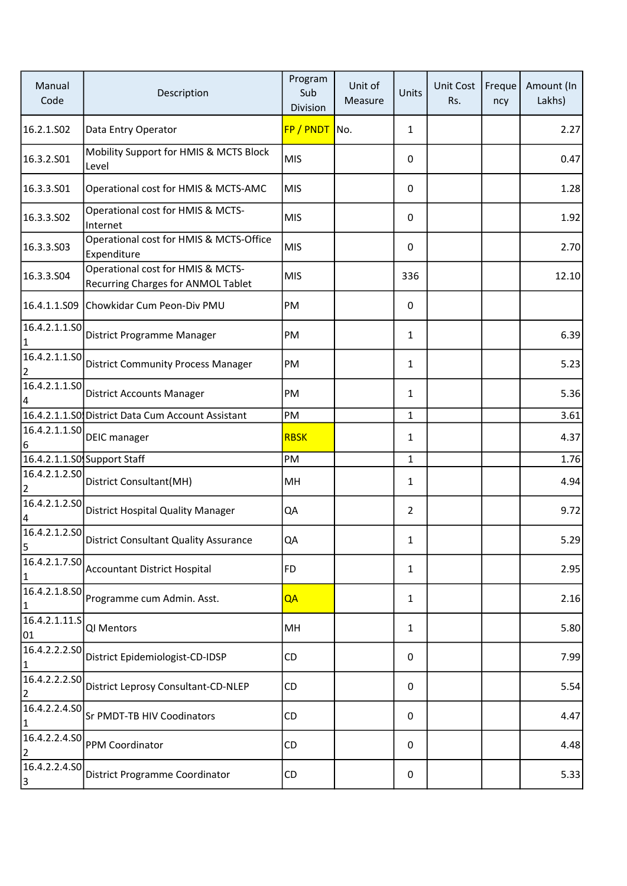| Manual Code | Description | Program Sub Division | Unit of Measure | Units | Unit Cost Rs. | Frequency | Amount (In Lakhs) |
|---|---|---|---|---|---|---|---|
| 16.2.1.S02 | Data Entry Operator | FP / PNDT | No. | 1 | | | 2.27 |
| 16.3.2.S01 | Mobility Support for HMIS & MCTS Block Level | MIS | | 0 | | | 0.47 |
| 16.3.3.S01 | Operational cost for HMIS & MCTS-AMC | MIS | | 0 | | | 1.28 |
| 16.3.3.S02 | Operational cost for HMIS & MCTS-Internet | MIS | | 0 | | | 1.92 |
| 16.3.3.S03 | Operational cost for HMIS & MCTS-Office Expenditure | MIS | | 0 | | | 2.70 |
| 16.3.3.S04 | Operational cost for HMIS & MCTS-Recurring Charges for ANMOL Tablet | MIS | | 336 | | | 12.10 |
| 16.4.1.1.S09 | Chowkidar Cum Peon-Div PMU | PM | | 0 | | | |
| 16.4.2.1.1.S01 | District Programme Manager | PM | | 1 | | | 6.39 |
| 16.4.2.1.1.S02 | District Community Process Manager | PM | | 1 | | | 5.23 |
| 16.4.2.1.1.S04 | District Accounts Manager | PM | | 1 | | | 5.36 |
| 16.4.2.1.1.S0 | District Data Cum Account Assistant | PM | | 1 | | | 3.61 |
| 16.4.2.1.1.S06 | DEIC manager | RBSK | | 1 | | | 4.37 |
| 16.4.2.1.1.S0 | Support Staff | PM | | 1 | | | 1.76 |
| 16.4.2.1.2.S02 | District Consultant(MH) | MH | | 1 | | | 4.94 |
| 16.4.2.1.2.S04 | District Hospital Quality Manager | QA | | 2 | | | 9.72 |
| 16.4.2.1.2.S05 | District Consultant Quality Assurance | QA | | 1 | | | 5.29 |
| 16.4.2.1.7.S01 | Accountant District Hospital | FD | | 1 | | | 2.95 |
| 16.4.2.1.8.S01 | Programme cum Admin. Asst. | QA | | 1 | | | 2.16 |
| 16.4.2.1.11.S01 | QI Mentors | MH | | 1 | | | 5.80 |
| 16.4.2.2.2.S01 | District Epidemiologist-CD-IDSP | CD | | 0 | | | 7.99 |
| 16.4.2.2.2.S02 | District Leprosy Consultant-CD-NLEP | CD | | 0 | | | 5.54 |
| 16.4.2.2.4.S01 | Sr PMDT-TB HIV Coodinators | CD | | 0 | | | 4.47 |
| 16.4.2.2.4.S02 | PPM Coordinator | CD | | 0 | | | 4.48 |
| 16.4.2.2.4.S03 | District Programme Coordinator | CD | | 0 | | | 5.33 |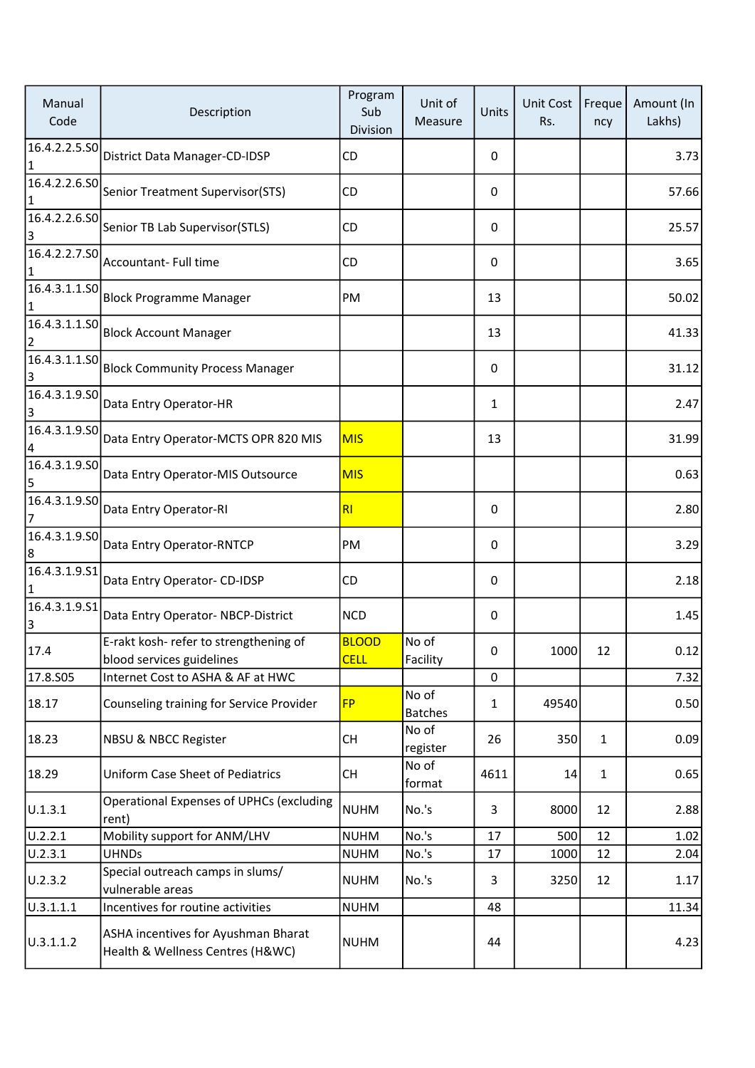| Manual Code | Description | Program Sub Division | Unit of Measure | Units | Unit Cost Rs. | Frequency | Amount (In Lakhs) |
|---|---|---|---|---|---|---|---|
| 16.4.2.2.5.S01 | District Data Manager-CD-IDSP | CD | | 0 | | | 3.73 |
| 16.4.2.2.6.S01 | Senior Treatment Supervisor(STS) | CD | | 0 | | | 57.66 |
| 16.4.2.2.6.S03 | Senior TB Lab Supervisor(STLS) | CD | | 0 | | | 25.57 |
| 16.4.2.2.7.S01 | Accountant- Full time | CD | | 0 | | | 3.65 |
| 16.4.3.1.1.S01 | Block Programme Manager | PM | | 13 | | | 50.02 |
| 16.4.3.1.1.S02 | Block Account Manager | | | 13 | | | 41.33 |
| 16.4.3.1.1.S03 | Block Community Process Manager | | | 0 | | | 31.12 |
| 16.4.3.1.9.S03 | Data Entry Operator-HR | | | 1 | | | 2.47 |
| 16.4.3.1.9.S04 | Data Entry Operator-MCTS OPR 820 MIS | MIS | | 13 | | | 31.99 |
| 16.4.3.1.9.S05 | Data Entry Operator-MIS Outsource | MIS | | | | | 0.63 |
| 16.4.3.1.9.S07 | Data Entry Operator-RI | RI | | 0 | | | 2.80 |
| 16.4.3.1.9.S08 | Data Entry Operator-RNTCP | PM | | 0 | | | 3.29 |
| 16.4.3.1.9.S11 | Data Entry Operator- CD-IDSP | CD | | 0 | | | 2.18 |
| 16.4.3.1.9.S13 | Data Entry Operator- NBCP-District | NCD | | 0 | | | 1.45 |
| 17.4 | E-rakt kosh- refer to strengthening of blood services guidelines | BLOOD CELL | No of Facility | 0 | 1000 | 12 | 0.12 |
| 17.8.S05 | Internet Cost to ASHA & AF at HWC | | | 0 | | | 7.32 |
| 18.17 | Counseling training for Service Provider | FP | No of Batches | 1 | 49540 | | 0.50 |
| 18.23 | NBSU & NBCC Register | CH | No of register | 26 | 350 | 1 | 0.09 |
| 18.29 | Uniform Case Sheet of Pediatrics | CH | No of format | 4611 | 14 | 1 | 0.65 |
| U.1.3.1 | Operational Expenses of UPHCs (excluding rent) | NUHM | No.'s | 3 | 8000 | 12 | 2.88 |
| U.2.2.1 | Mobility support for ANM/LHV | NUHM | No.'s | 17 | 500 | 12 | 1.02 |
| U.2.3.1 | UHNDs | NUHM | No.'s | 17 | 1000 | 12 | 2.04 |
| U.2.3.2 | Special outreach camps in slums/ vulnerable areas | NUHM | No.'s | 3 | 3250 | 12 | 1.17 |
| U.3.1.1.1 | Incentives for routine activities | NUHM | | 48 | | | 11.34 |
| U.3.1.1.2 | ASHA incentives for Ayushman Bharat Health & Wellness Centres (H&WC) | NUHM | | 44 | | | 4.23 |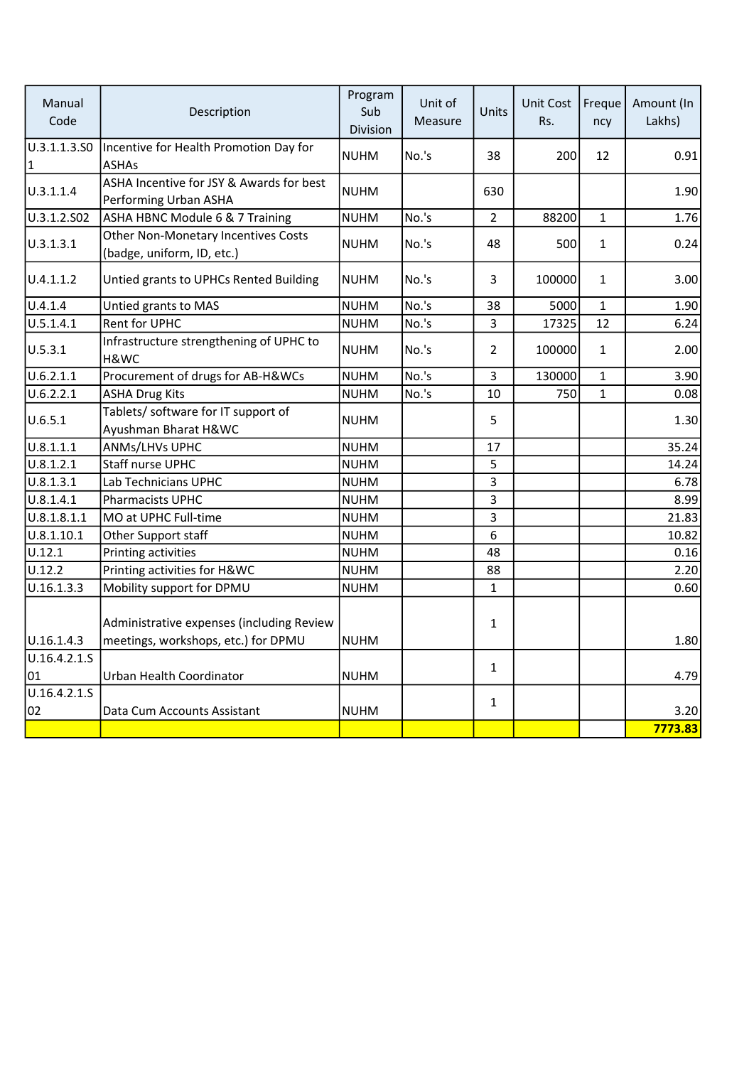| Manual Code | Description | Program Sub Division | Unit of Measure | Units | Unit Cost Rs. | Frequency | Amount (In Lakhs) |
|---|---|---|---|---|---|---|---|
| U.3.1.1.3.S01 | Incentive for Health Promotion Day for ASHAs | NUHM | No.'s | 38 | 200 | 12 | 0.91 |
| U.3.1.1.4 | ASHA Incentive for JSY & Awards for best Performing Urban ASHA | NUHM | | 630 | | | 1.90 |
| U.3.1.2.S02 | ASHA HBNC Module 6 & 7 Training | NUHM | No.'s | 2 | 88200 | 1 | 1.76 |
| U.3.1.3.1 | Other Non-Monetary Incentives Costs (badge, uniform, ID, etc.) | NUHM | No.'s | 48 | 500 | 1 | 0.24 |
| U.4.1.1.2 | Untied grants to UPHCs Rented Building | NUHM | No.'s | 3 | 100000 | 1 | 3.00 |
| U.4.1.4 | Untied grants to MAS | NUHM | No.'s | 38 | 5000 | 1 | 1.90 |
| U.5.1.4.1 | Rent for UPHC | NUHM | No.'s | 3 | 17325 | 12 | 6.24 |
| U.5.3.1 | Infrastructure strengthening of UPHC to H&WC | NUHM | No.'s | 2 | 100000 | 1 | 2.00 |
| U.6.2.1.1 | Procurement of drugs for AB-H&WCs | NUHM | No.'s | 3 | 130000 | 1 | 3.90 |
| U.6.2.2.1 | ASHA Drug Kits | NUHM | No.'s | 10 | 750 | 1 | 0.08 |
| U.6.5.1 | Tablets/ software for IT support of Ayushman Bharat H&WC | NUHM | | 5 | | | 1.30 |
| U.8.1.1.1 | ANMs/LHVs UPHC | NUHM | | 17 | | | 35.24 |
| U.8.1.2.1 | Staff nurse UPHC | NUHM | | 5 | | | 14.24 |
| U.8.1.3.1 | Lab Technicians UPHC | NUHM | | 3 | | | 6.78 |
| U.8.1.4.1 | Pharmacists UPHC | NUHM | | 3 | | | 8.99 |
| U.8.1.8.1.1 | MO at UPHC Full-time | NUHM | | 3 | | | 21.83 |
| U.8.1.10.1 | Other Support staff | NUHM | | 6 | | | 10.82 |
| U.12.1 | Printing activities | NUHM | | 48 | | | 0.16 |
| U.12.2 | Printing activities for H&WC | NUHM | | 88 | | | 2.20 |
| U.16.1.3.3 | Mobility support for DPMU | NUHM | | 1 | | | 0.60 |
| U.16.1.4.3 | Administrative expenses (including Review meetings, workshops, etc.) for DPMU | NUHM | | 1 | | | 1.80 |
| U.16.4.2.1.S01 | Urban Health Coordinator | NUHM | | 1 | | | 4.79 |
| U.16.4.2.1.S02 | Data Cum Accounts Assistant | NUHM | | 1 | | | 3.20 |
| | | | | | | | **7773.83** |